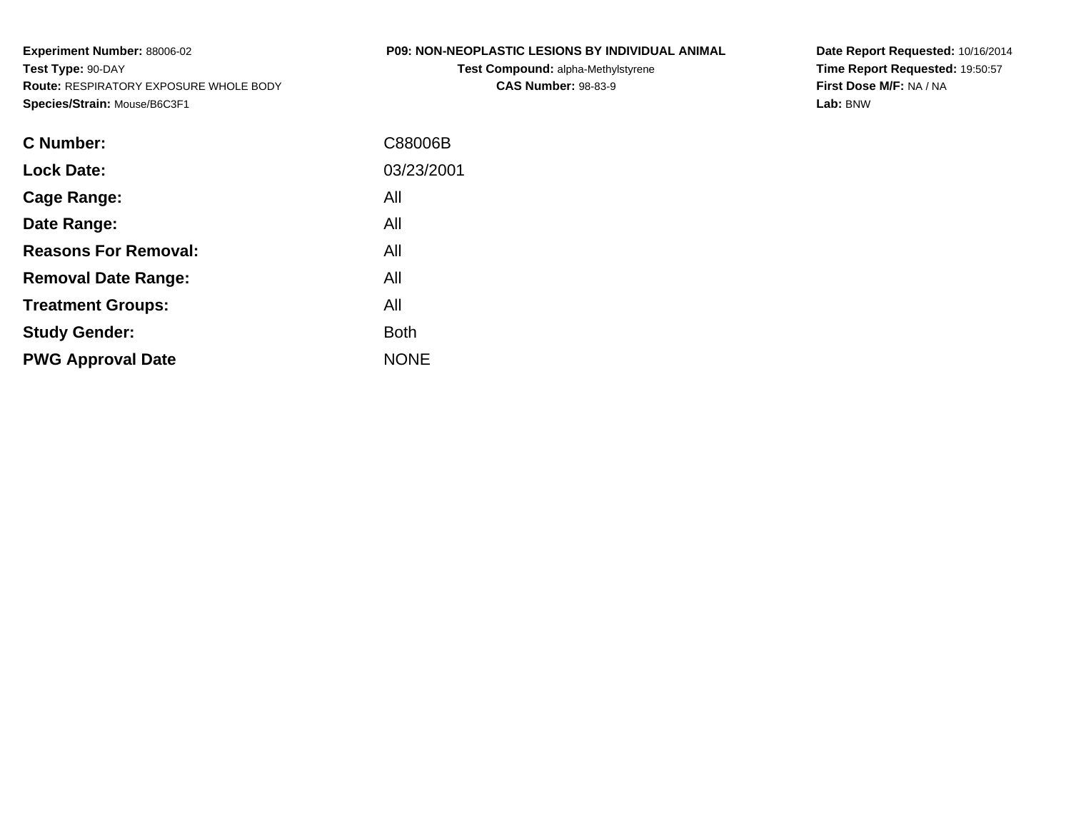**Experiment Number:** 88006-02
**Test Type:** 90-DAY
**Route:** RESPIRATORY EXPOSURE WHOLE BODY
**Species/Strain:** Mouse/B6C3F1

**P09: NON-NEOPLASTIC LESIONS BY INDIVIDUAL ANIMAL**
**Test Compound:** alpha-Methylstyrene
**CAS Number:** 98-83-9

**Date Report Requested:** 10/16/2014
**Time Report Requested:** 19:50:57
**First Dose M/F:** NA / NA
**Lab:** BNW

| | |
|---|---|
| **C Number:** | C88006B |
| **Lock Date:** | 03/23/2001 |
| **Cage Range:** | All |
| **Date Range:** | All |
| **Reasons For Removal:** | All |
| **Removal Date Range:** | All |
| **Treatment Groups:** | All |
| **Study Gender:** | Both |
| **PWG Approval Date** | NONE |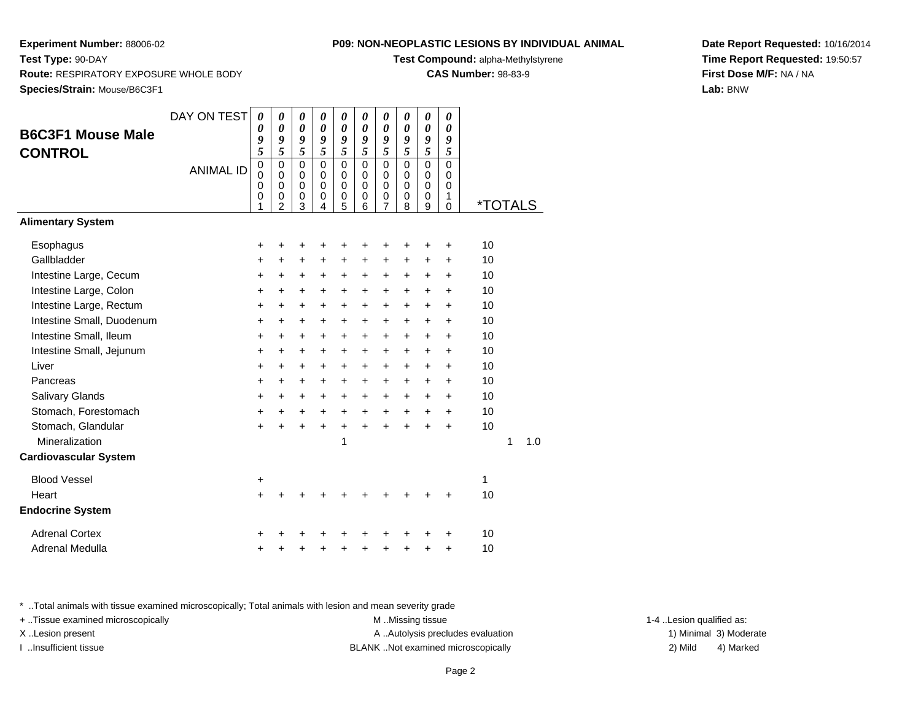**Experiment Number:** 88006-02
**Test Type:** 90-DAY
**Route:** RESPIRATORY EXPOSURE WHOLE BODY
**Species/Strain:** Mouse/B6C3F1

**P09: NON-NEOPLASTIC LESIONS BY INDIVIDUAL ANIMAL**
**Test Compound:** alpha-Methylstyrene
**CAS Number:** 98-83-9

**Date Report Requested:** 10/16/2014
**Time Report Requested:** 19:50:57
**First Dose M/F:** NA / NA
**Lab:** BNW

## B6C3F1 Mouse Male CONTROL

| DAY ON TEST | 0095 | 0095 | 0095 | 0095 | 0095 | 0095 | 0095 | 0095 | 0095 | 0095 | | |
|---|---|---|---|---|---|---|---|---|---|---|---|---|
| ANIMAL ID | 00001 | 00002 | 00003 | 00004 | 00005 | 00006 | 00007 | 00008 | 00009 | 00010 | *TOTALS | |
| **Alimentary System** | | | | | | | | | | | | |
| Esophagus | + | + | + | + | + | + | + | + | + | + | 10 | |
| Gallbladder | + | + | + | + | + | + | + | + | + | + | 10 | |
| Intestine Large, Cecum | + | + | + | + | + | + | + | + | + | + | 10 | |
| Intestine Large, Colon | + | + | + | + | + | + | + | + | + | + | 10 | |
| Intestine Large, Rectum | + | + | + | + | + | + | + | + | + | + | 10 | |
| Intestine Small, Duodenum | + | + | + | + | + | + | + | + | + | + | 10 | |
| Intestine Small, Ileum | + | + | + | + | + | + | + | + | + | + | 10 | |
| Intestine Small, Jejunum | + | + | + | + | + | + | + | + | + | + | 10 | |
| Liver | + | + | + | + | + | + | + | + | + | + | 10 | |
| Pancreas | + | + | + | + | + | + | + | + | + | + | 10 | |
| Salivary Glands | + | + | + | + | + | + | + | + | + | + | 10 | |
| Stomach, Forestomach | + | + | + | + | + | + | + | + | + | + | 10 | |
| Stomach, Glandular | + | + | + | + | + | + | + | + | + | + | 10 | |
| Mineralization | | | | | 1 | | | | | | 1 | 1.0 |
| **Cardiovascular System** | | | | | | | | | | | | |
| Blood Vessel | + | | | | | | | | | | 1 | |
| Heart | + | + | + | + | + | + | + | + | + | + | 10 | |
| **Endocrine System** | | | | | | | | | | | | |
| Adrenal Cortex | + | + | + | + | + | + | + | + | + | + | 10 | |
| Adrenal Medulla | + | + | + | + | + | + | + | + | + | + | 10 | |

* ..Total animals with tissue examined microscopically; Total animals with lesion and mean severity grade
+ ..Tissue examined microscopically
X ..Lesion present
I ..Insufficient tissue

M ..Missing tissue
A ..Autolysis precludes evaluation
BLANK ..Not examined microscopically

1-4 ..Lesion qualified as:
1) Minimal 3) Moderate
2) Mild 4) Marked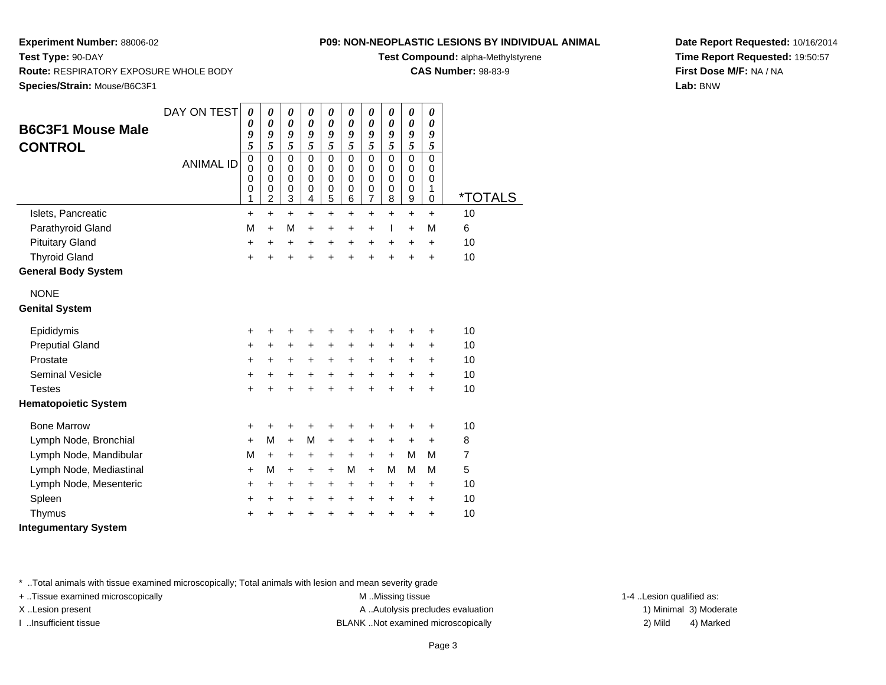**Experiment Number:** 88006-02
**Test Type:** 90-DAY
**Route:** RESPIRATORY EXPOSURE WHOLE BODY
**Species/Strain:** Mouse/B6C3F1

**P09: NON-NEOPLASTIC LESIONS BY INDIVIDUAL ANIMAL**
**Test Compound:** alpha-Methylstyrene
**CAS Number:** 98-83-9

**Date Report Requested:** 10/16/2014
**Time Report Requested:** 19:50:57
**First Dose M/F:** NA / NA
**Lab:** BNW

## B6C3F1 Mouse Male CONTROL

| DAY ON TEST | 0095 | 0095 | 0095 | 0095 | 0095 | 0095 | 0095 | 0095 | 0095 | 0095 | |
|---|---|---|---|---|---|---|---|---|---|---|---|
| **ANIMAL ID** | 00001 | 00002 | 00003 | 00004 | 00005 | 00006 | 00007 | 00008 | 00009 | 00010 | ***TOTALS** |
| Islets, Pancreatic | + | + | + | + | + | + | + | + | + | + | 10 |
| Parathyroid Gland | M | + | M | + | + | + | + | I | + | M | 6 |
| Pituitary Gland | + | + | + | + | + | + | + | + | + | + | 10 |
| Thyroid Gland | + | + | + | + | + | + | + | + | + | + | 10 |
| **General Body System** | | | | | | | | | | | |
| NONE | | | | | | | | | | | |
| **Genital System** | | | | | | | | | | | |
| Epididymis | + | + | + | + | + | + | + | + | + | + | 10 |
| Preputial Gland | + | + | + | + | + | + | + | + | + | + | 10 |
| Prostate | + | + | + | + | + | + | + | + | + | + | 10 |
| Seminal Vesicle | + | + | + | + | + | + | + | + | + | + | 10 |
| Testes | + | + | + | + | + | + | + | + | + | + | 10 |
| **Hematopoietic System** | | | | | | | | | | | |
| Bone Marrow | + | + | + | + | + | + | + | + | + | + | 10 |
| Lymph Node, Bronchial | + | M | + | M | + | + | + | + | + | + | 8 |
| Lymph Node, Mandibular | M | + | + | + | + | + | + | + | M | M | 7 |
| Lymph Node, Mediastinal | + | M | + | + | + | M | + | M | M | M | 5 |
| Lymph Node, Mesenteric | + | + | + | + | + | + | + | + | + | + | 10 |
| Spleen | + | + | + | + | + | + | + | + | + | + | 10 |
| Thymus | + | + | + | + | + | + | + | + | + | + | 10 |
| **Integumentary System** | | | | | | | | | | | |

* ..Total animals with tissue examined microscopically; Total animals with lesion and mean severity grade
+ ..Tissue examined microscopically
X ..Lesion present
I ..Insufficient tissue

M ..Missing tissue
A ..Autolysis precludes evaluation
BLANK ..Not examined microscopically

1-4 ..Lesion qualified as:
1) Minimal 3) Moderate
2) Mild 4) Marked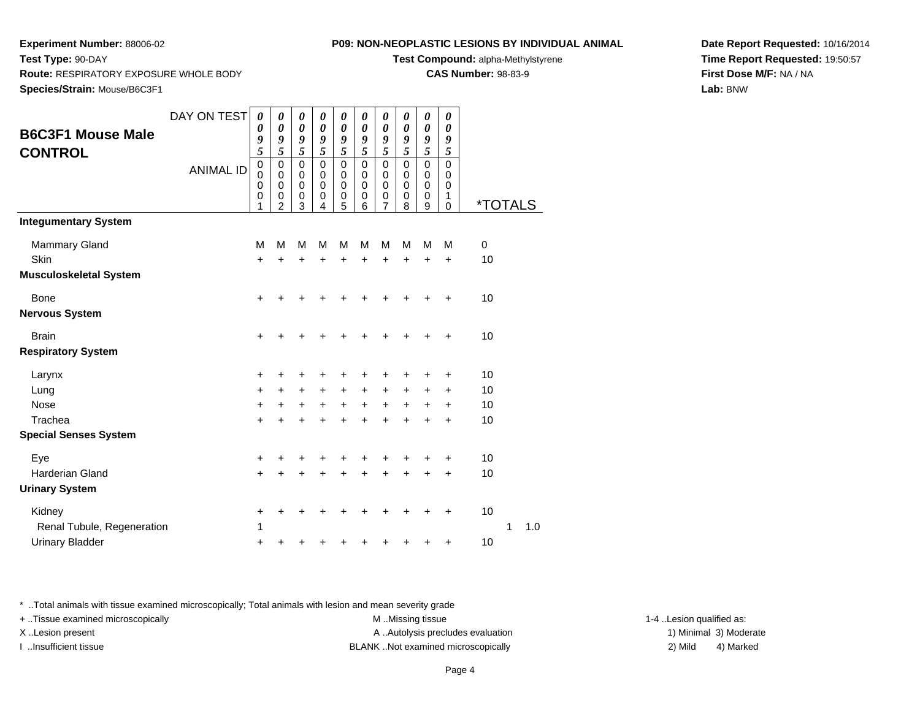**Experiment Number:** 88006-02
**Test Type:** 90-DAY
**Route:** RESPIRATORY EXPOSURE WHOLE BODY
**Species/Strain:** Mouse/B6C3F1

**P09: NON-NEOPLASTIC LESIONS BY INDIVIDUAL ANIMAL**
**Test Compound:** alpha-Methylstyrene
**CAS Number:** 98-83-9

**Date Report Requested:** 10/16/2014
**Time Report Requested:** 19:50:57
**First Dose M/F:** NA / NA
**Lab:** BNW

## B6C3F1 Mouse Male CONTROL

| DAY ON TEST | 0095 | 0095 | 0095 | 0095 | 0095 | 0095 | 0095 | 0095 | 0095 | 0095 | | |
|---|---|---|---|---|---|---|---|---|---|---|---|---|
| ANIMAL ID | 00001 | 00002 | 00003 | 00004 | 00005 | 00006 | 00007 | 00008 | 00009 | 00010 | *TOTALS | |
| **Integumentary System** | | | | | | | | | | | | |
| Mammary Gland | M | M | M | M | M | M | M | M | M | M | 0 | |
| Skin | + | + | + | + | + | + | + | + | + | + | 10 | |
| **Musculoskeletal System** | | | | | | | | | | | | |
| Bone | + | + | + | + | + | + | + | + | + | + | 10 | |
| **Nervous System** | | | | | | | | | | | | |
| Brain | + | + | + | + | + | + | + | + | + | + | 10 | |
| **Respiratory System** | | | | | | | | | | | | |
| Larynx | + | + | + | + | + | + | + | + | + | + | 10 | |
| Lung | + | + | + | + | + | + | + | + | + | + | 10 | |
| Nose | + | + | + | + | + | + | + | + | + | + | 10 | |
| Trachea | + | + | + | + | + | + | + | + | + | + | 10 | |
| **Special Senses System** | | | | | | | | | | | | |
| Eye | + | + | + | + | + | + | + | + | + | + | 10 | |
| Harderian Gland | + | + | + | + | + | + | + | + | + | + | 10 | |
| **Urinary System** | | | | | | | | | | | | |
| Kidney | + | + | + | + | + | + | + | + | + | + | 10 | |
| Renal Tubule, Regeneration | 1 | | | | | | | | | | 1 | 1.0 |
| Urinary Bladder | + | + | + | + | + | + | + | + | + | + | 10 | |

* ..Total animals with tissue examined microscopically; Total animals with lesion and mean severity grade
+ ..Tissue examined microscopically
X ..Lesion present
I ..Insufficient tissue
M ..Missing tissue
A ..Autolysis precludes evaluation
BLANK ..Not examined microscopically
1-4 ..Lesion qualified as:
1) Minimal 3) Moderate
2) Mild 4) Marked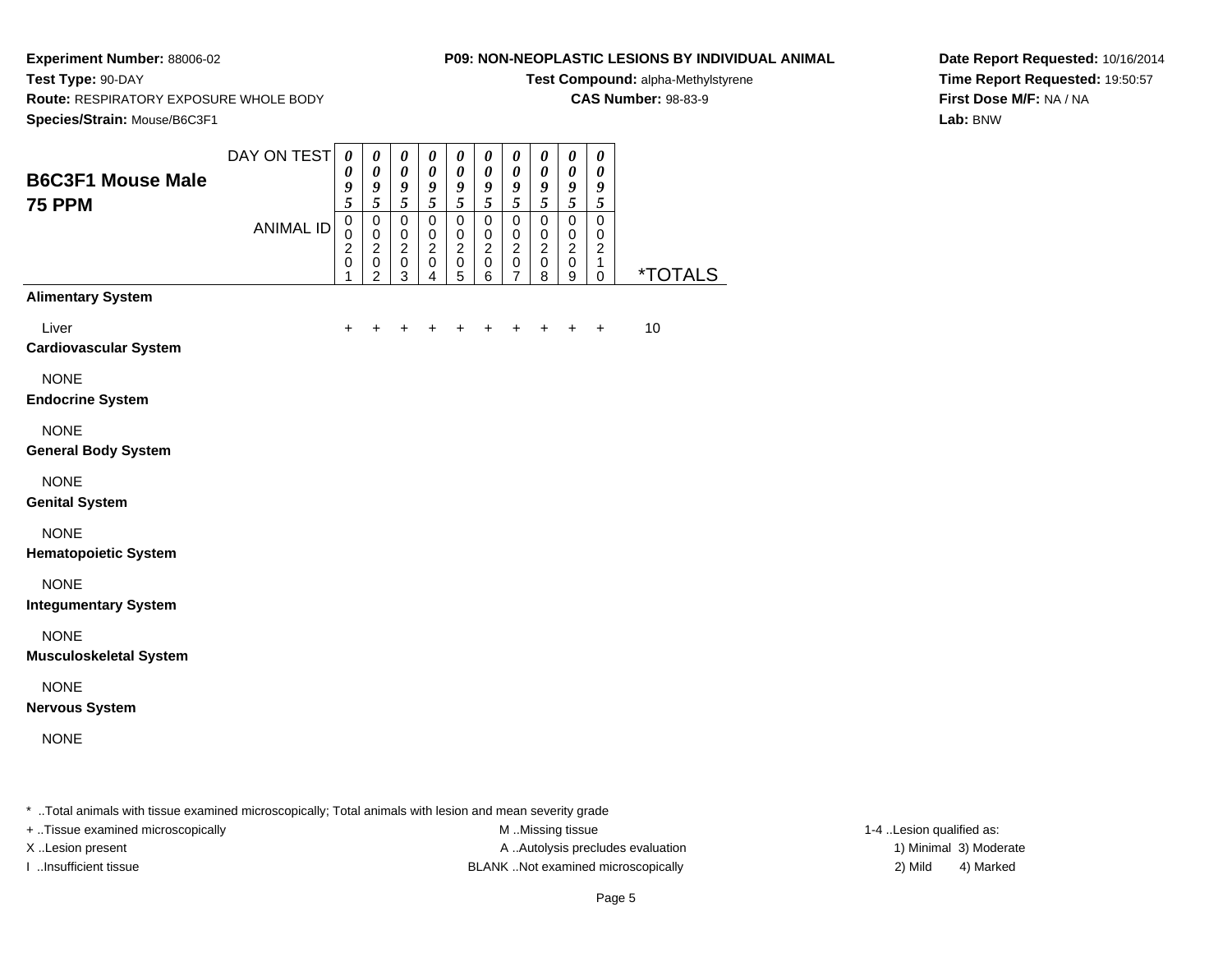**Experiment Number:** 88006-02
**Test Type:** 90-DAY
**Route:** RESPIRATORY EXPOSURE WHOLE BODY
**Species/Strain:** Mouse/B6C3F1

**P09: NON-NEOPLASTIC LESIONS BY INDIVIDUAL ANIMAL**
**Test Compound:** alpha-Methylstyrene
**CAS Number:** 98-83-9

**Date Report Requested:** 10/16/2014
**Time Report Requested:** 19:50:57
**First Dose M/F:** NA / NA
**Lab:** BNW

## B6C3F1 Mouse Male
## 75 PPM

| | | | | | | | | | | | |
|---|---|---|---|---|---|---|---|---|---|---|---|
| DAY ON TEST | 0095 | 0095 | 0095 | 0095 | 0095 | 0095 | 0095 | 0095 | 0095 | 0095 | |
| ANIMAL ID | 00201 | 00202 | 00203 | 00204 | 00205 | 00206 | 00207 | 00208 | 00209 | 00210 | *TOTALS |
| **Alimentary System** | | | | | | | | | | | |
| Liver | + | + | + | + | + | + | + | + | + | + | 10 |
| **Cardiovascular System** | | | | | | | | | | | |
| NONE | | | | | | | | | | | |
| **Endocrine System** | | | | | | | | | | | |
| NONE | | | | | | | | | | | |
| **General Body System** | | | | | | | | | | | |
| NONE | | | | | | | | | | | |
| **Genital System** | | | | | | | | | | | |
| NONE | | | | | | | | | | | |
| **Hematopoietic System** | | | | | | | | | | | |
| NONE | | | | | | | | | | | |
| **Integumentary System** | | | | | | | | | | | |
| NONE | | | | | | | | | | | |
| **Musculoskeletal System** | | | | | | | | | | | |
| NONE | | | | | | | | | | | |
| **Nervous System** | | | | | | | | | | | |
| NONE | | | | | | | | | | | |

* ..Total animals with tissue examined microscopically; Total animals with lesion and mean severity grade
+ ..Tissue examined microscopically
X ..Lesion present
I ..Insufficient tissue

M ..Missing tissue
A ..Autolysis precludes evaluation
BLANK ..Not examined microscopically

1-4 ..Lesion qualified as:
1) Minimal 3) Moderate
2) Mild 4) Marked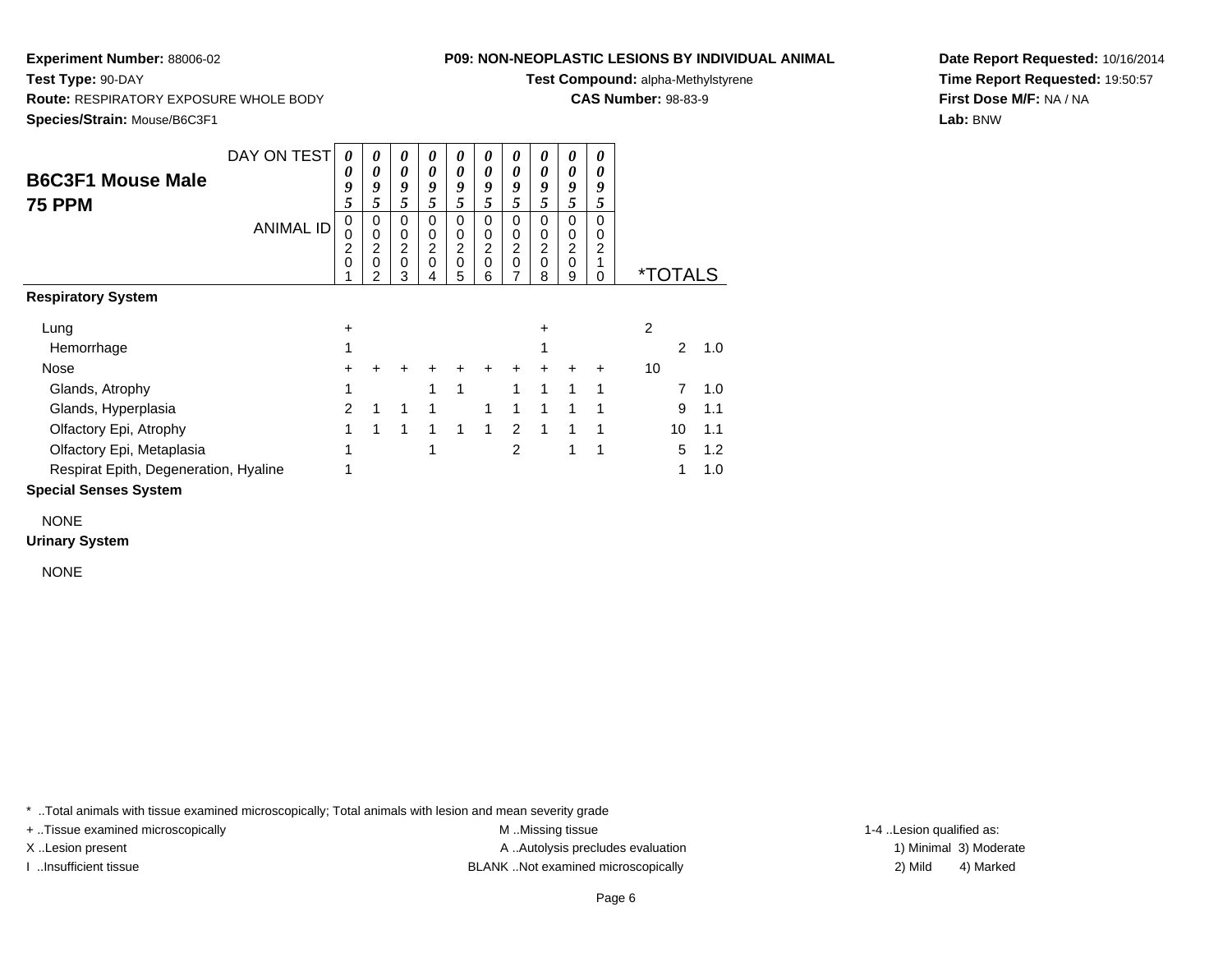**Experiment Number:** 88006-02
**Test Type:** 90-DAY
**Route:** RESPIRATORY EXPOSURE WHOLE BODY
**Species/Strain:** Mouse/B6C3F1

**P09: NON-NEOPLASTIC LESIONS BY INDIVIDUAL ANIMAL**
**Test Compound:** alpha-Methylstyrene
**CAS Number:** 98-83-9

**Date Report Requested:** 10/16/2014
**Time Report Requested:** 19:50:57
**First Dose M/F:** NA / NA
**Lab:** BNW

## B6C3F1 Mouse Male
## 75 PPM

| DAY ON TEST | 0095 | 0095 | 0095 | 0095 | 0095 | 0095 | 0095 | 0095 | 0095 | 0095 | *TOTALS | | |
|---|---|---|---|---|---|---|---|---|---|---|---|---|---|
| ANIMAL ID | 00201 | 00202 | 00203 | 00204 | 00205 | 00206 | 00207 | 00208 | 00209 | 00210 | | | |
| **Respiratory System** | | | | | | | | | | | | | |
| Lung | + | | | | | | | + | | | 2 | | |
| Hemorrhage | 1 | | | | | | | 1 | | | | 2 | 1.0 |
| Nose | + | + | + | + | + | + | + | + | + | + | 10 | | |
| Glands, Atrophy | 1 | | | 1 | 1 | | 1 | 1 | 1 | 1 | | 7 | 1.0 |
| Glands, Hyperplasia | 2 | 1 | 1 | 1 | | 1 | 1 | 1 | 1 | 1 | | 9 | 1.1 |
| Olfactory Epi, Atrophy | 1 | 1 | 1 | 1 | 1 | 1 | 2 | 1 | 1 | 1 | | 10 | 1.1 |
| Olfactory Epi, Metaplasia | 1 | | | 1 | | | 2 | | 1 | 1 | | 5 | 1.2 |
| Respirat Epith, Degeneration, Hyaline | 1 | | | | | | | | | | | 1 | 1.0 |
| **Special Senses System** | | | | | | | | | | | | | |
| NONE | | | | | | | | | | | | | |
| **Urinary System** | | | | | | | | | | | | | |
| NONE | | | | | | | | | | | | | |

\* ..Total animals with tissue examined microscopically; Total animals with lesion and mean severity grade
+ ..Tissue examined microscopically
X ..Lesion present
I ..Insufficient tissue
M ..Missing tissue
A ..Autolysis precludes evaluation
BLANK ..Not examined microscopically
1-4 ..Lesion qualified as:
1) Minimal 2) Mild 3) Moderate 4) Marked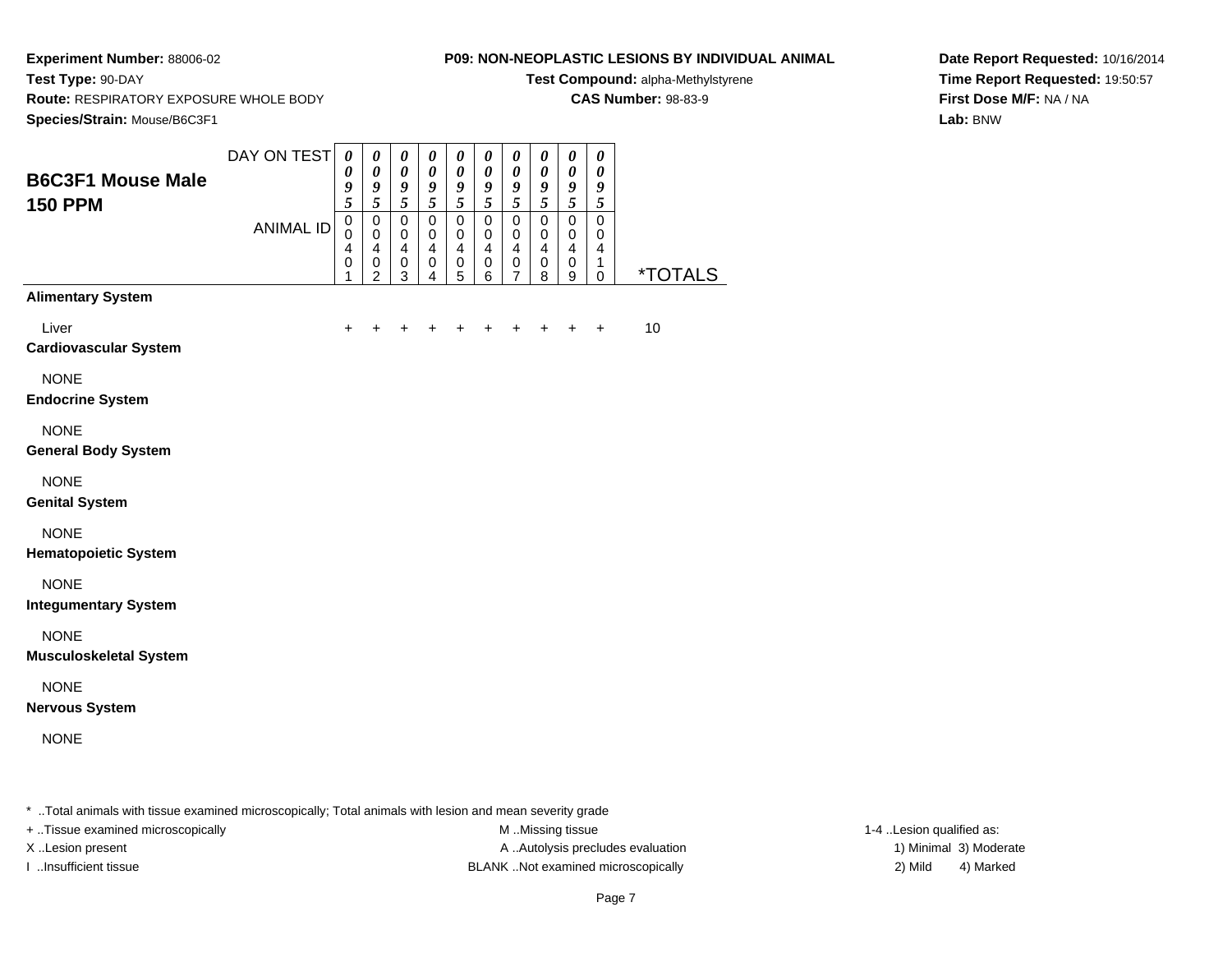**Experiment Number:** 88006-02
**Test Type:** 90-DAY
**Route:** RESPIRATORY EXPOSURE WHOLE BODY
**Species/Strain:** Mouse/B6C3F1

**P09: NON-NEOPLASTIC LESIONS BY INDIVIDUAL ANIMAL**
**Test Compound:** alpha-Methylstyrene
**CAS Number:** 98-83-9

**Date Report Requested:** 10/16/2014
**Time Report Requested:** 19:50:57
**First Dose M/F:** NA / NA
**Lab:** BNW

## B6C3F1 Mouse Male
## 150 PPM

| DAY ON TEST | 0095 | 0095 | 0095 | 0095 | 0095 | 0095 | 0095 | 0095 | 0095 | 0095 | |
|---|---|---|---|---|---|---|---|---|---|---|---|
| ANIMAL ID | 00401 | 00402 | 00403 | 00404 | 00405 | 00406 | 00407 | 00408 | 00409 | 00410 | *TOTALS |
| **Alimentary System** | | | | | | | | | | | |
| Liver | + | + | + | + | + | + | + | + | + | + | 10 |
| **Cardiovascular System** | | | | | | | | | | | |
| NONE | | | | | | | | | | | |
| **Endocrine System** | | | | | | | | | | | |
| NONE | | | | | | | | | | | |
| **General Body System** | | | | | | | | | | | |
| NONE | | | | | | | | | | | |
| **Genital System** | | | | | | | | | | | |
| NONE | | | | | | | | | | | |
| **Hematopoietic System** | | | | | | | | | | | |
| NONE | | | | | | | | | | | |
| **Integumentary System** | | | | | | | | | | | |
| NONE | | | | | | | | | | | |
| **Musculoskeletal System** | | | | | | | | | | | |
| NONE | | | | | | | | | | | |
| **Nervous System** | | | | | | | | | | | |
| NONE | | | | | | | | | | | |

* ..Total animals with tissue examined microscopically; Total animals with lesion and mean severity grade
+ ..Tissue examined microscopically
X ..Lesion present
I ..Insufficient tissue

M ..Missing tissue
A ..Autolysis precludes evaluation
BLANK ..Not examined microscopically

1-4 ..Lesion qualified as:
1) Minimal 3) Moderate
2) Mild 4) Marked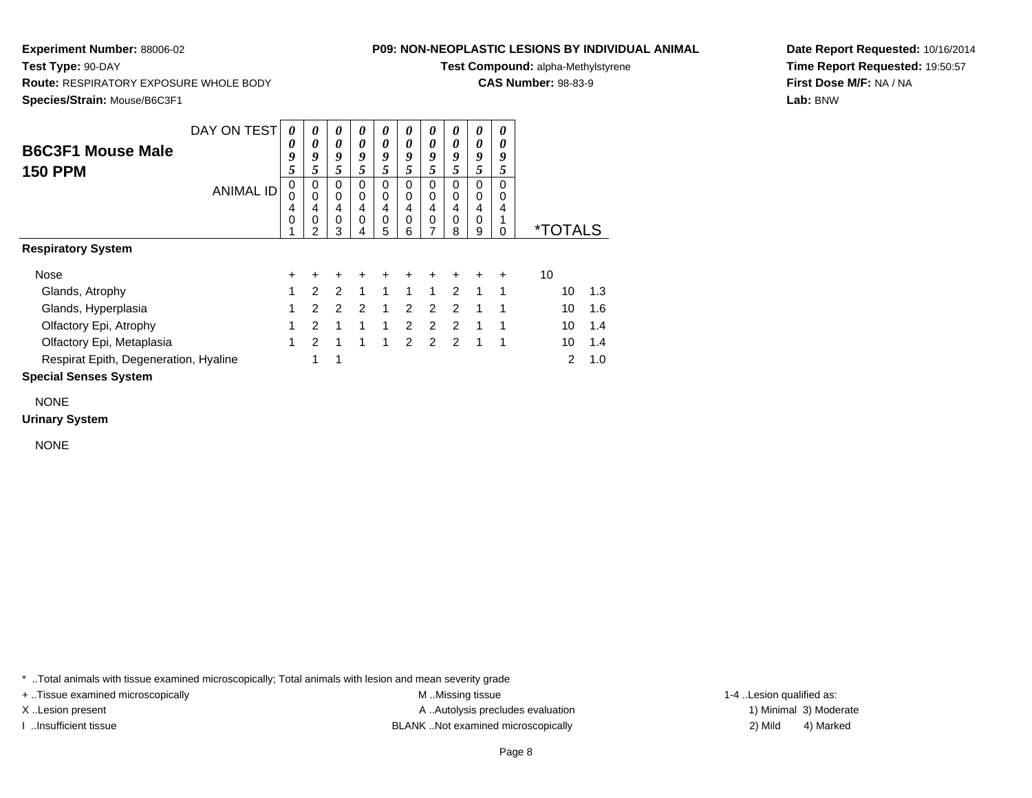**Experiment Number:** 88006-02
**Test Type:** 90-DAY
**Route:** RESPIRATORY EXPOSURE WHOLE BODY
**Species/Strain:** Mouse/B6C3F1

**P09: NON-NEOPLASTIC LESIONS BY INDIVIDUAL ANIMAL**
**Test Compound:** alpha-Methylstyrene
**CAS Number:** 98-83-9

**Date Report Requested:** 10/16/2014
**Time Report Requested:** 19:50:57
**First Dose M/F:** NA / NA
**Lab:** BNW

## B6C3F1 Mouse Male
## 150 PPM

| DAY ON TEST | 0095 | 0095 | 0095 | 0095 | 0095 | 0095 | 0095 | 0095 | 0095 | 0095 | | |
|---|---|---|---|---|---|---|---|---|---|---|---|---|
| ANIMAL ID | 00401 | 00402 | 00403 | 00404 | 00405 | 00406 | 00407 | 00408 | 00409 | 00410 | *TOTALS | |
| **Respiratory System** | | | | | | | | | | | | |
| Nose | + | + | + | + | + | + | + | + | + | + | 10 | |
| Glands, Atrophy | 1 | 2 | 2 | 1 | 1 | 1 | 1 | 2 | 1 | 1 | 10 | 1.3 |
| Glands, Hyperplasia | 1 | 2 | 2 | 2 | 1 | 2 | 2 | 2 | 1 | 1 | 10 | 1.6 |
| Olfactory Epi, Atrophy | 1 | 2 | 1 | 1 | 1 | 2 | 2 | 2 | 1 | 1 | 10 | 1.4 |
| Olfactory Epi, Metaplasia | 1 | 2 | 1 | 1 | 1 | 2 | 2 | 2 | 1 | 1 | 10 | 1.4 |
| Respirat Epith, Degeneration, Hyaline | | 1 | 1 | | | | | | | | 2 | 1.0 |
| **Special Senses System** | | | | | | | | | | | | |
| NONE | | | | | | | | | | | | |
| **Urinary System** | | | | | | | | | | | | |
| NONE | | | | | | | | | | | | |

* ..Total animals with tissue examined microscopically; Total animals with lesion and mean severity grade
+ ..Tissue examined microscopically
X ..Lesion present
I ..Insufficient tissue

M ..Missing tissue
A ..Autolysis precludes evaluation
BLANK ..Not examined microscopically

1-4 ..Lesion qualified as:
1) Minimal 3) Moderate
2) Mild 4) Marked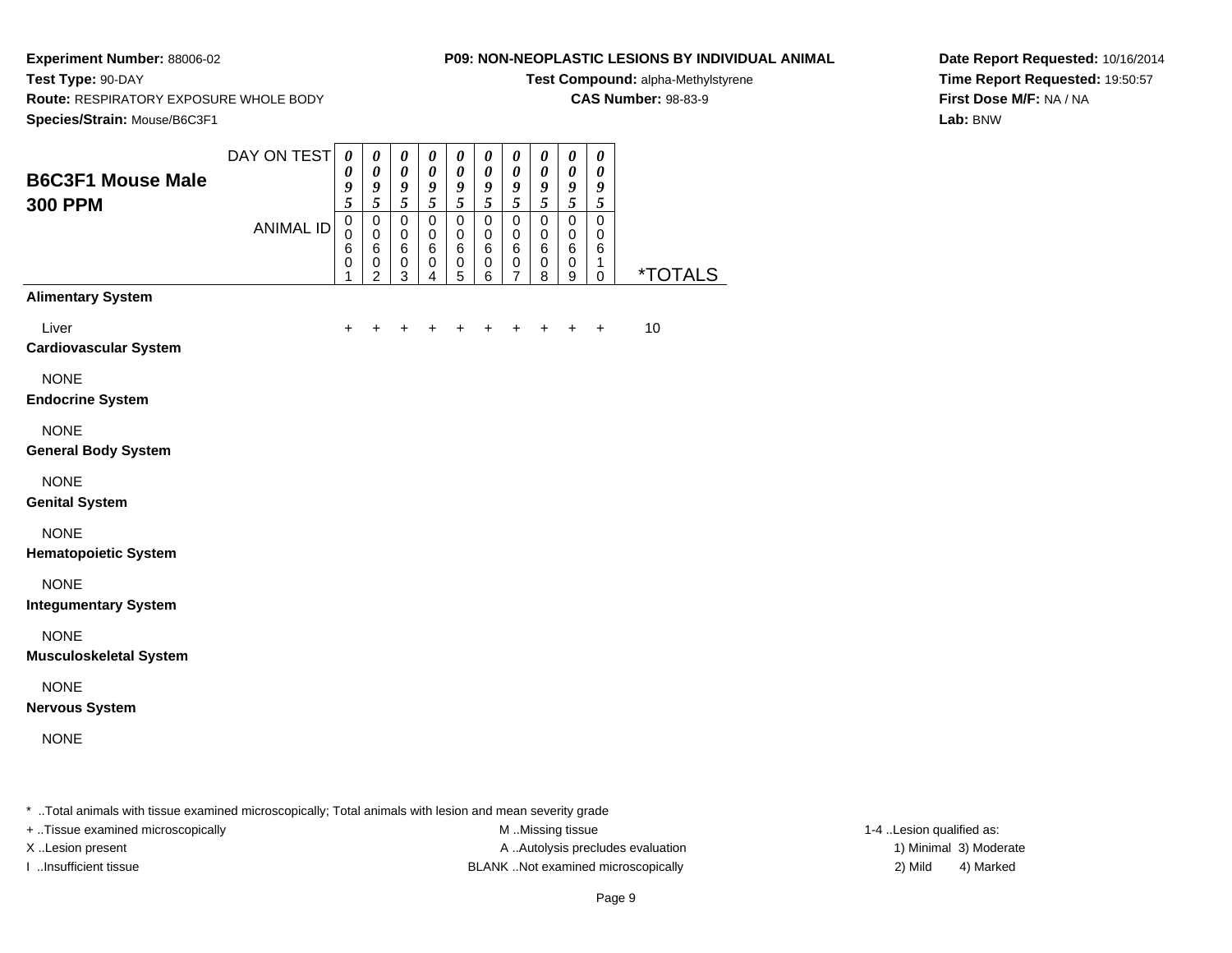**Experiment Number:** 88006-02
**Test Type:** 90-DAY
**Route:** RESPIRATORY EXPOSURE WHOLE BODY
**Species/Strain:** Mouse/B6C3F1

**P09: NON-NEOPLASTIC LESIONS BY INDIVIDUAL ANIMAL**
**Test Compound:** alpha-Methylstyrene
**CAS Number:** 98-83-9

**Date Report Requested:** 10/16/2014
**Time Report Requested:** 19:50:57
**First Dose M/F:** NA / NA
**Lab:** BNW

## B6C3F1 Mouse Male 300 PPM

| DAY ON TEST | 0095 | 0095 | 0095 | 0095 | 0095 | 0095 | 0095 | 0095 | 0095 | 0095 | |
|---|---|---|---|---|---|---|---|---|---|---|---|
| ANIMAL ID | 00601 | 00602 | 00603 | 00604 | 00605 | 00606 | 00607 | 00608 | 00609 | 00610 | *TOTALS |
| **Alimentary System** | | | | | | | | | | | |
| Liver | + | + | + | + | + | + | + | + | + | + | 10 |
| **Cardiovascular System** | | | | | | | | | | | |
| NONE | | | | | | | | | | | |
| **Endocrine System** | | | | | | | | | | | |
| NONE | | | | | | | | | | | |
| **General Body System** | | | | | | | | | | | |
| NONE | | | | | | | | | | | |
| **Genital System** | | | | | | | | | | | |
| NONE | | | | | | | | | | | |
| **Hematopoietic System** | | | | | | | | | | | |
| NONE | | | | | | | | | | | |
| **Integumentary System** | | | | | | | | | | | |
| NONE | | | | | | | | | | | |
| **Musculoskeletal System** | | | | | | | | | | | |
| NONE | | | | | | | | | | | |
| **Nervous System** | | | | | | | | | | | |
| NONE | | | | | | | | | | | |

* ..Total animals with tissue examined microscopically; Total animals with lesion and mean severity grade

+ ..Tissue examined microscopically
X ..Lesion present
I ..Insufficient tissue

M ..Missing tissue
A ..Autolysis precludes evaluation
BLANK ..Not examined microscopically

1-4 ..Lesion qualified as:
1) Minimal 2) Mild 3) Moderate 4) Marked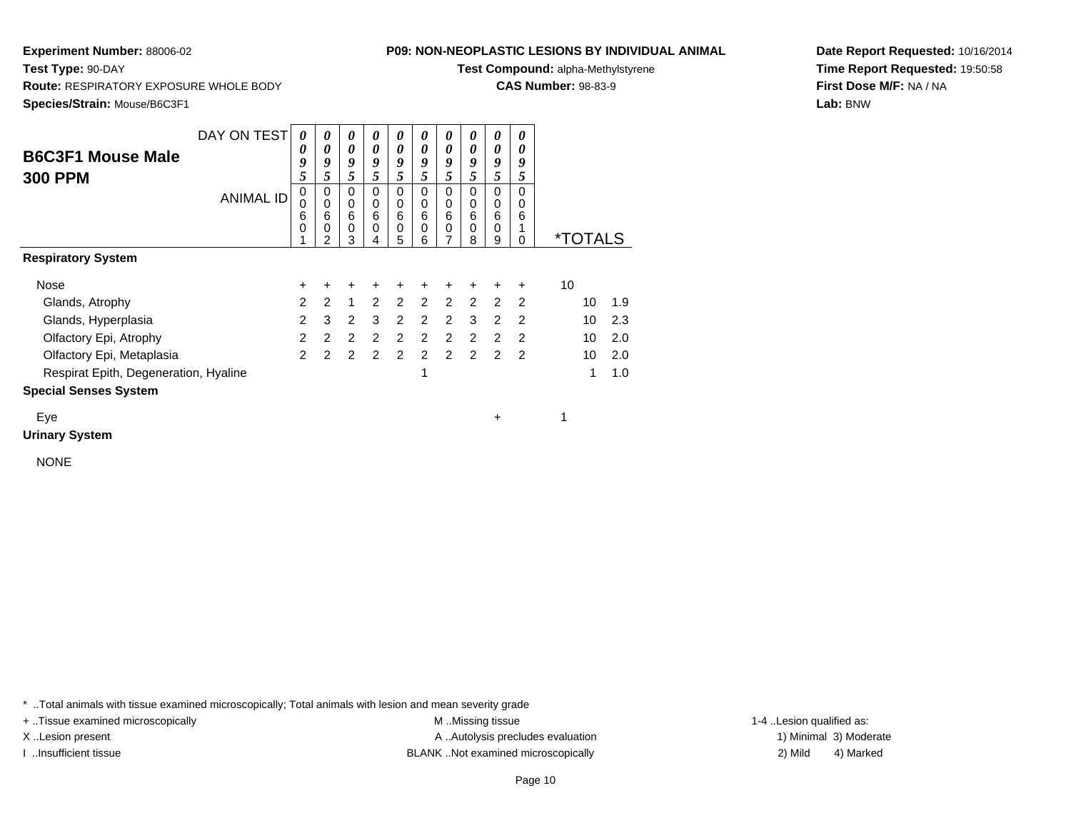**Experiment Number:** 88006-02
**Test Type:** 90-DAY
**Route:** RESPIRATORY EXPOSURE WHOLE BODY
**Species/Strain:** Mouse/B6C3F1

**P09: NON-NEOPLASTIC LESIONS BY INDIVIDUAL ANIMAL**
**Test Compound:** alpha-Methylstyrene
**CAS Number:** 98-83-9

**Date Report Requested:** 10/16/2014
**Time Report Requested:** 19:50:58
**First Dose M/F:** NA / NA
**Lab:** BNW

## B6C3F1 Mouse Male 300 PPM

| DAY ON TEST | 0095 | 0095 | 0095 | 0095 | 0095 | 0095 | 0095 | 0095 | 0095 | 0095 | | |
|---|---|---|---|---|---|---|---|---|---|---|---|---|
| ANIMAL ID | 00601 | 00602 | 00603 | 00604 | 00605 | 00606 | 00607 | 00608 | 00609 | 00610 | *TOTALS | |
| **Respiratory System** | | | | | | | | | | | | |
| Nose | + | + | + | + | + | + | + | + | + | + | 10 | |
| Glands, Atrophy | 2 | 2 | 1 | 2 | 2 | 2 | 2 | 2 | 2 | 2 | 10 | 1.9 |
| Glands, Hyperplasia | 2 | 3 | 2 | 3 | 2 | 2 | 2 | 3 | 2 | 2 | 10 | 2.3 |
| Olfactory Epi, Atrophy | 2 | 2 | 2 | 2 | 2 | 2 | 2 | 2 | 2 | 2 | 10 | 2.0 |
| Olfactory Epi, Metaplasia | 2 | 2 | 2 | 2 | 2 | 2 | 2 | 2 | 2 | 2 | 10 | 2.0 |
| Respirat Epith, Degeneration, Hyaline | | | | | | 1 | | | | | 1 | 1.0 |
| **Special Senses System** | | | | | | | | | | | | |
| Eye | | | | | | | | | + | | 1 | |
| **Urinary System** | | | | | | | | | | | | |
| NONE | | | | | | | | | | | | |

\* ..Total animals with tissue examined microscopically; Total animals with lesion and mean severity grade
+ ..Tissue examined microscopically
X ..Lesion present
I ..Insufficient tissue
M ..Missing tissue
A ..Autolysis precludes evaluation
BLANK ..Not examined microscopically
1-4 ..Lesion qualified as:
1) Minimal 3) Moderate
2) Mild 4) Marked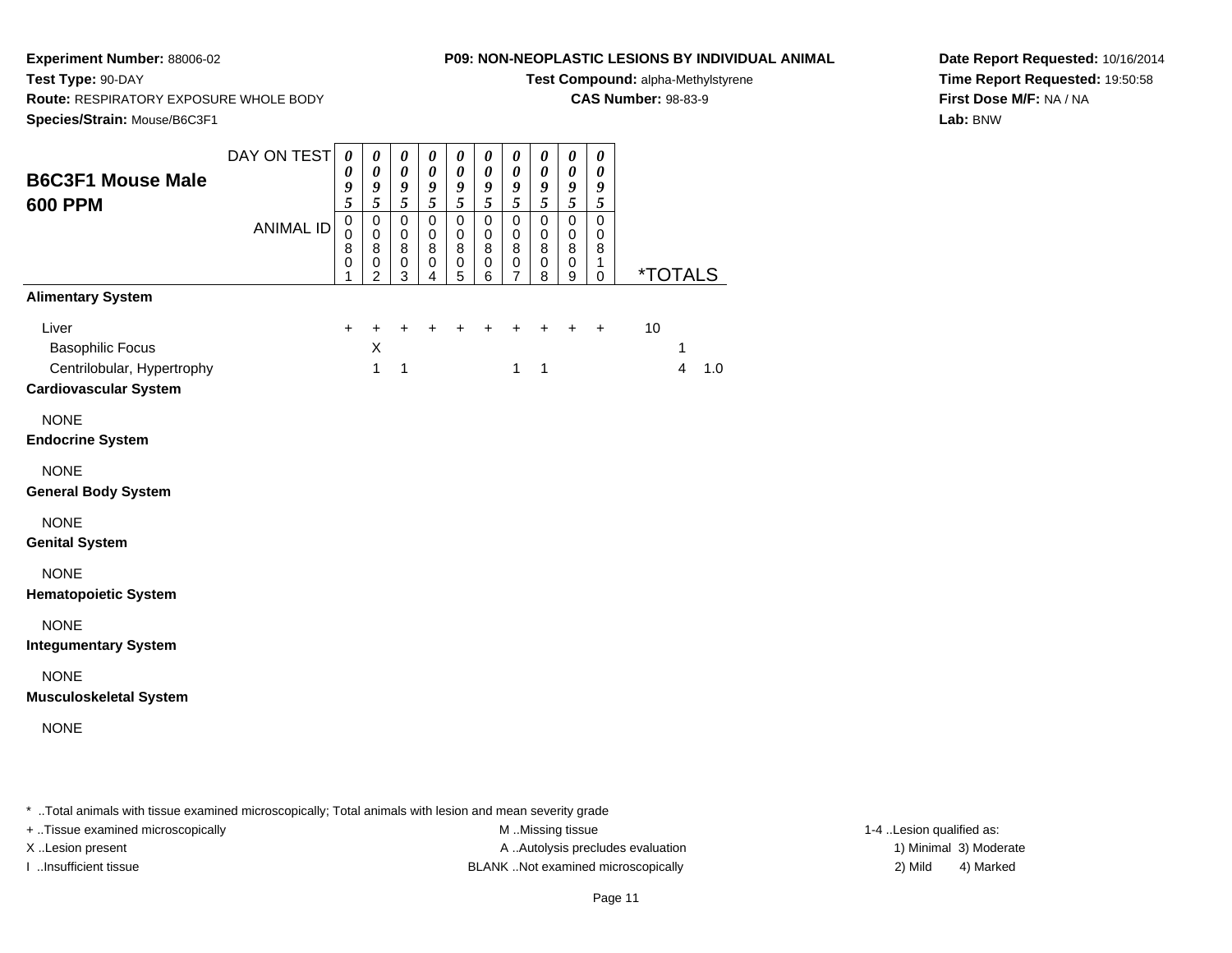**Experiment Number:** 88006-02
**Test Type:** 90-DAY
**Route:** RESPIRATORY EXPOSURE WHOLE BODY
**Species/Strain:** Mouse/B6C3F1

**P09: NON-NEOPLASTIC LESIONS BY INDIVIDUAL ANIMAL**
**Test Compound:** alpha-Methylstyrene
**CAS Number:** 98-83-9

**Date Report Requested:** 10/16/2014
**Time Report Requested:** 19:50:58
**First Dose M/F:** NA / NA
**Lab:** BNW

## B6C3F1 Mouse Male 600 PPM

| DAY ON TEST | 0095 | 0095 | 0095 | 0095 | 0095 | 0095 | 0095 | 0095 | 0095 | 0095 | | | |
|---|---|---|---|---|---|---|---|---|---|---|---|---|---|
| ANIMAL ID | 00801 | 00802 | 00803 | 00804 | 00805 | 00806 | 00807 | 00808 | 00809 | 00810 | *TOTALS | | |
| **Alimentary System** | | | | | | | | | | | | | |
| Liver | + | + | + | + | + | + | + | + | + | + | 10 | | |
| Basophilic Focus | | X | | | | | | | | | | 1 | |
| Centrilobular, Hypertrophy | | 1 | 1 | | | | 1 | 1 | | | | 4 | 1.0 |
| **Cardiovascular System** | | | | | | | | | | | | | |
| NONE | | | | | | | | | | | | | |
| **Endocrine System** | | | | | | | | | | | | | |
| NONE | | | | | | | | | | | | | |
| **General Body System** | | | | | | | | | | | | | |
| NONE | | | | | | | | | | | | | |
| **Genital System** | | | | | | | | | | | | | |
| NONE | | | | | | | | | | | | | |
| **Hematopoietic System** | | | | | | | | | | | | | |
| NONE | | | | | | | | | | | | | |
| **Integumentary System** | | | | | | | | | | | | | |
| NONE | | | | | | | | | | | | | |
| **Musculoskeletal System** | | | | | | | | | | | | | |
| NONE | | | | | | | | | | | | | |

* ..Total animals with tissue examined microscopically; Total animals with lesion and mean severity grade
+ ..Tissue examined microscopically
X ..Lesion present
I ..Insufficient tissue

M ..Missing tissue
A ..Autolysis precludes evaluation
BLANK ..Not examined microscopically

1-4 ..Lesion qualified as:
1) Minimal 3) Moderate
2) Mild 4) Marked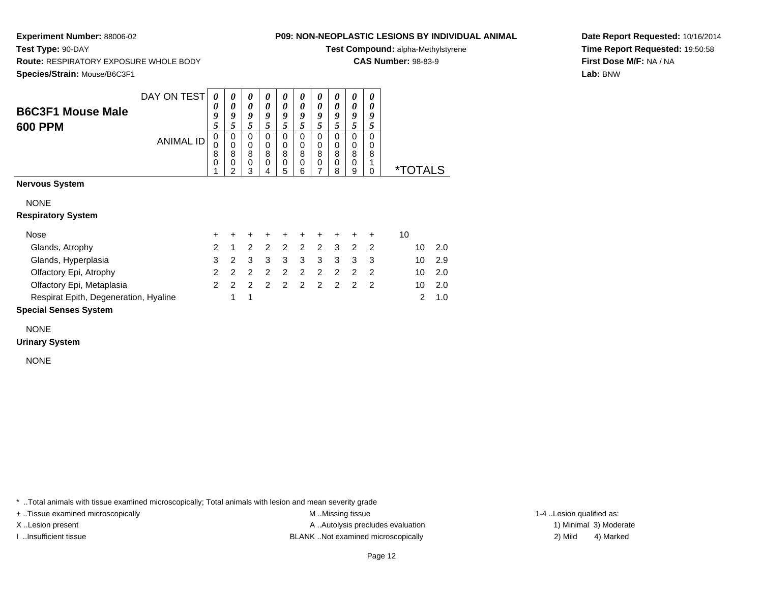**Experiment Number:** 88006-02
**Test Type:** 90-DAY
**Route:** RESPIRATORY EXPOSURE WHOLE BODY
**Species/Strain:** Mouse/B6C3F1

**P09: NON-NEOPLASTIC LESIONS BY INDIVIDUAL ANIMAL**
**Test Compound:** alpha-Methylstyrene
**CAS Number:** 98-83-9

**Date Report Requested:** 10/16/2014
**Time Report Requested:** 19:50:58
**First Dose M/F:** NA / NA
**Lab:** BNW

## B6C3F1 Mouse Male 600 PPM

| DAY ON TEST | 0095 | 0095 | 0095 | 0095 | 0095 | 0095 | 0095 | 0095 | 0095 | 0095 | | |
|---|---|---|---|---|---|---|---|---|---|---|---|---|
| ANIMAL ID | 00801 | 00802 | 00803 | 00804 | 00805 | 00806 | 00807 | 00808 | 00809 | 00810 | *TOTALS | |
| **Nervous System** | | | | | | | | | | | | |
| NONE | | | | | | | | | | | | |
| **Respiratory System** | | | | | | | | | | | | |
| Nose | + | + | + | + | + | + | + | + | + | + | 10 | |
| Glands, Atrophy | 2 | 1 | 2 | 2 | 2 | 2 | 2 | 3 | 2 | 2 | 10 | 2.0 |
| Glands, Hyperplasia | 3 | 2 | 3 | 3 | 3 | 3 | 3 | 3 | 3 | 3 | 10 | 2.9 |
| Olfactory Epi, Atrophy | 2 | 2 | 2 | 2 | 2 | 2 | 2 | 2 | 2 | 2 | 10 | 2.0 |
| Olfactory Epi, Metaplasia | 2 | 2 | 2 | 2 | 2 | 2 | 2 | 2 | 2 | 2 | 10 | 2.0 |
| Respirat Epith, Degeneration, Hyaline | | 1 | 1 | | | | | | | | 2 | 1.0 |
| **Special Senses System** | | | | | | | | | | | | |
| NONE | | | | | | | | | | | | |
| **Urinary System** | | | | | | | | | | | | |
| NONE | | | | | | | | | | | | |

* ..Total animals with tissue examined microscopically; Total animals with lesion and mean severity grade

+ ..Tissue examined microscopically
X ..Lesion present
I ..Insufficient tissue

M ..Missing tissue
A ..Autolysis precludes evaluation
BLANK ..Not examined microscopically

1-4 ..Lesion qualified as:
1) Minimal 3) Moderate
2) Mild 4) Marked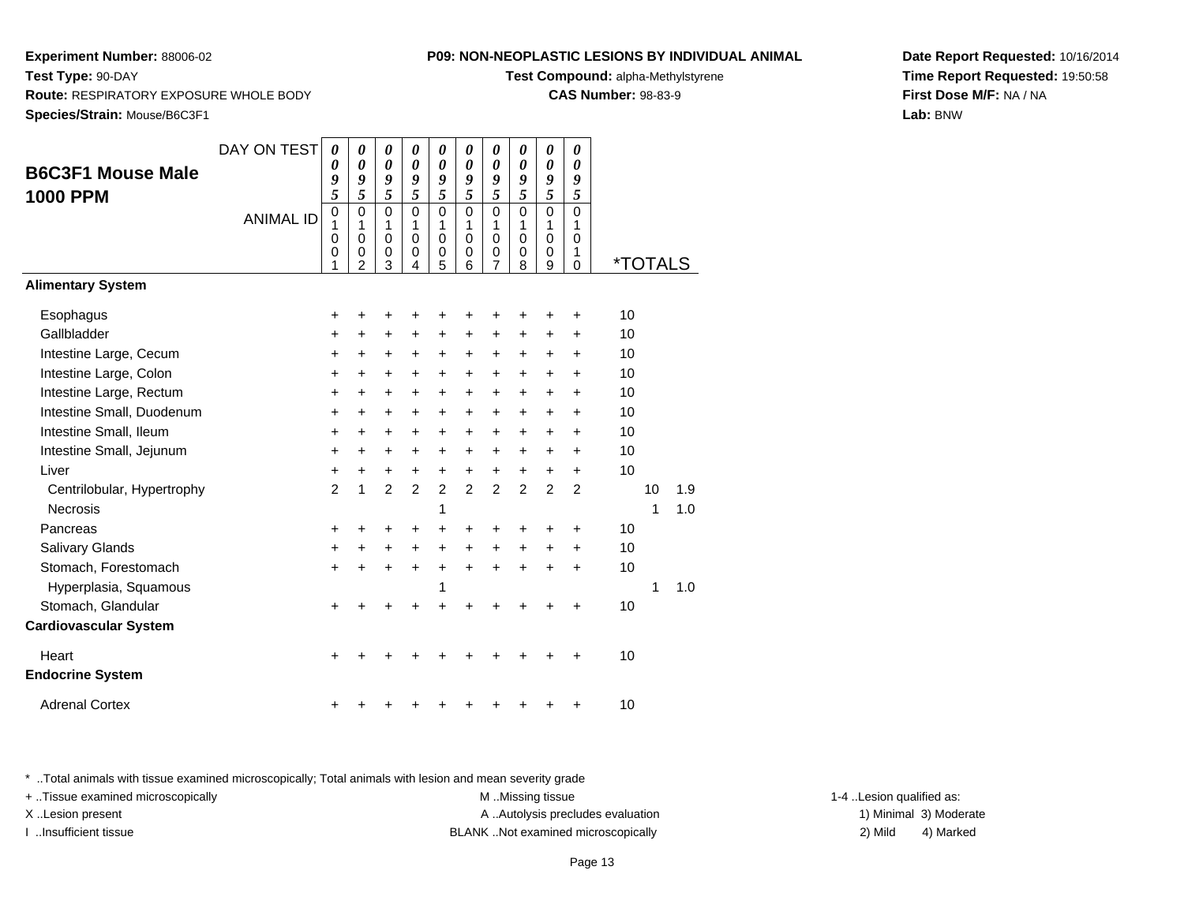**Experiment Number:** 88006-02
**Test Type:** 90-DAY
**Route:** RESPIRATORY EXPOSURE WHOLE BODY
**Species/Strain:** Mouse/B6C3F1

**P09: NON-NEOPLASTIC LESIONS BY INDIVIDUAL ANIMAL**
**Test Compound:** alpha-Methylstyrene
**CAS Number:** 98-83-9

**Date Report Requested:** 10/16/2014
**Time Report Requested:** 19:50:58
**First Dose M/F:** NA / NA
**Lab:** BNW

## B6C3F1 Mouse Male 1000 PPM

| DAY ON TEST | 0095 | 0095 | 0095 | 0095 | 0095 | 0095 | 0095 | 0095 | 0095 | 0095 | | | |
|---|---|---|---|---|---|---|---|---|---|---|---|---|---|
| ANIMAL ID | 01001 | 01002 | 01003 | 01004 | 01005 | 01006 | 01007 | 01008 | 01009 | 01010 | *TOTALS | | |
| **Alimentary System** | | | | | | | | | | | | | |
| Esophagus | + | + | + | + | + | + | + | + | + | + | 10 | | |
| Gallbladder | + | + | + | + | + | + | + | + | + | + | 10 | | |
| Intestine Large, Cecum | + | + | + | + | + | + | + | + | + | + | 10 | | |
| Intestine Large, Colon | + | + | + | + | + | + | + | + | + | + | 10 | | |
| Intestine Large, Rectum | + | + | + | + | + | + | + | + | + | + | 10 | | |
| Intestine Small, Duodenum | + | + | + | + | + | + | + | + | + | + | 10 | | |
| Intestine Small, Ileum | + | + | + | + | + | + | + | + | + | + | 10 | | |
| Intestine Small, Jejunum | + | + | + | + | + | + | + | + | + | + | 10 | | |
| Liver | + | + | + | + | + | + | + | + | + | + | 10 | | |
| Centrilobular, Hypertrophy | 2 | 1 | 2 | 2 | 2 | 2 | 2 | 2 | 2 | 2 | | 10 | 1.9 |
| Necrosis | | | | | 1 | | | | | | | 1 | 1.0 |
| Pancreas | + | + | + | + | + | + | + | + | + | + | 10 | | |
| Salivary Glands | + | + | + | + | + | + | + | + | + | + | 10 | | |
| Stomach, Forestomach | + | + | + | + | + | + | + | + | + | + | 10 | | |
| Hyperplasia, Squamous | | | | | 1 | | | | | | | 1 | 1.0 |
| Stomach, Glandular | + | + | + | + | + | + | + | + | + | + | 10 | | |
| **Cardiovascular System** | | | | | | | | | | | | | |
| Heart | + | + | + | + | + | + | + | + | + | + | 10 | | |
| **Endocrine System** | | | | | | | | | | | | | |
| Adrenal Cortex | + | + | + | + | + | + | + | + | + | + | 10 | | |

\* ..Total animals with tissue examined microscopically; Total animals with lesion and mean severity grade
+ ..Tissue examined microscopically
X ..Lesion present
I ..Insufficient tissue

M ..Missing tissue
A ..Autolysis precludes evaluation
BLANK ..Not examined microscopically

1-4 ..Lesion qualified as:
1) Minimal 3) Moderate
2) Mild 4) Marked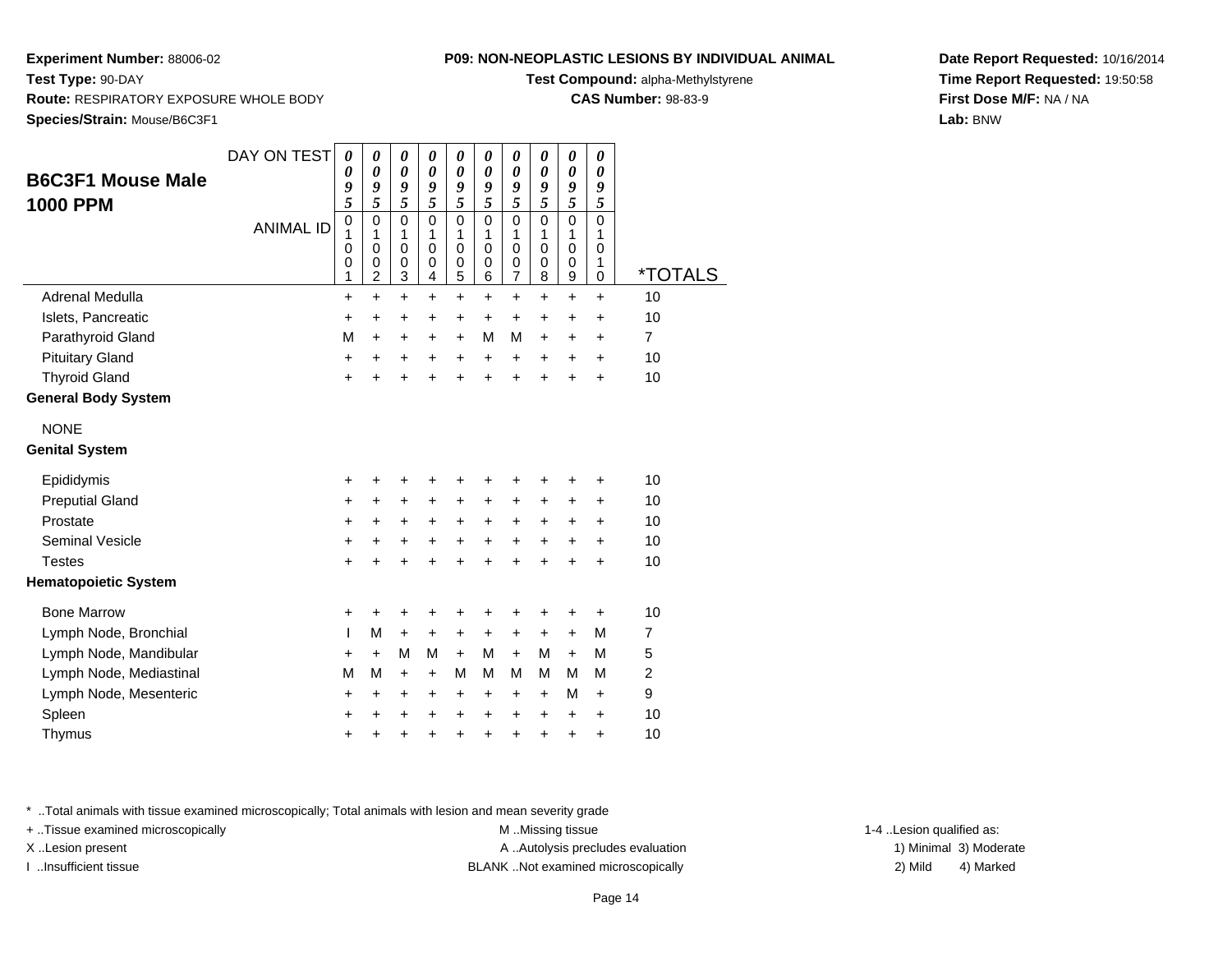**Experiment Number:** 88006-02
**Test Type:** 90-DAY
**Route:** RESPIRATORY EXPOSURE WHOLE BODY
**Species/Strain:** Mouse/B6C3F1

**P09: NON-NEOPLASTIC LESIONS BY INDIVIDUAL ANIMAL**
**Test Compound:** alpha-Methylstyrene
**CAS Number:** 98-83-9

**Date Report Requested:** 10/16/2014
**Time Report Requested:** 19:50:58
**First Dose M/F:** NA / NA
**Lab:** BNW

## B6C3F1 Mouse Male 1000 PPM

| DAY ON TEST | 0095 | 0095 | 0095 | 0095 | 0095 | 0095 | 0095 | 0095 | 0095 | 0095 | |
|---|---|---|---|---|---|---|---|---|---|---|---|
| ANIMAL ID | 01001 | 01002 | 01003 | 01004 | 01005 | 01006 | 01007 | 01008 | 01009 | 01010 | *TOTALS |
| Adrenal Medulla | + | + | + | + | + | + | + | + | + | + | 10 |
| Islets, Pancreatic | + | + | + | + | + | + | + | + | + | + | 10 |
| Parathyroid Gland | M | + | + | + | + | M | M | + | + | + | 7 |
| Pituitary Gland | + | + | + | + | + | + | + | + | + | + | 10 |
| Thyroid Gland | + | + | + | + | + | + | + | + | + | + | 10 |
| **General Body System** | | | | | | | | | | | |
| NONE | | | | | | | | | | | |
| **Genital System** | | | | | | | | | | | |
| Epididymis | + | + | + | + | + | + | + | + | + | + | 10 |
| Preputial Gland | + | + | + | + | + | + | + | + | + | + | 10 |
| Prostate | + | + | + | + | + | + | + | + | + | + | 10 |
| Seminal Vesicle | + | + | + | + | + | + | + | + | + | + | 10 |
| Testes | + | + | + | + | + | + | + | + | + | + | 10 |
| **Hematopoietic System** | | | | | | | | | | | |
| Bone Marrow | + | + | + | + | + | + | + | + | + | + | 10 |
| Lymph Node, Bronchial | I | M | + | + | + | + | + | + | + | M | 7 |
| Lymph Node, Mandibular | + | + | M | M | + | M | + | M | + | M | 5 |
| Lymph Node, Mediastinal | M | M | + | + | M | M | M | M | M | M | 2 |
| Lymph Node, Mesenteric | + | + | + | + | + | + | + | + | M | + | 9 |
| Spleen | + | + | + | + | + | + | + | + | + | + | 10 |
| Thymus | + | + | + | + | + | + | + | + | + | + | 10 |

* ..Total animals with tissue examined microscopically; Total animals with lesion and mean severity grade
+ ..Tissue examined microscopically
X ..Lesion present
I ..Insufficient tissue

M ..Missing tissue
A ..Autolysis precludes evaluation
BLANK ..Not examined microscopically

1-4 ..Lesion qualified as:
1) Minimal 3) Moderate
2) Mild 4) Marked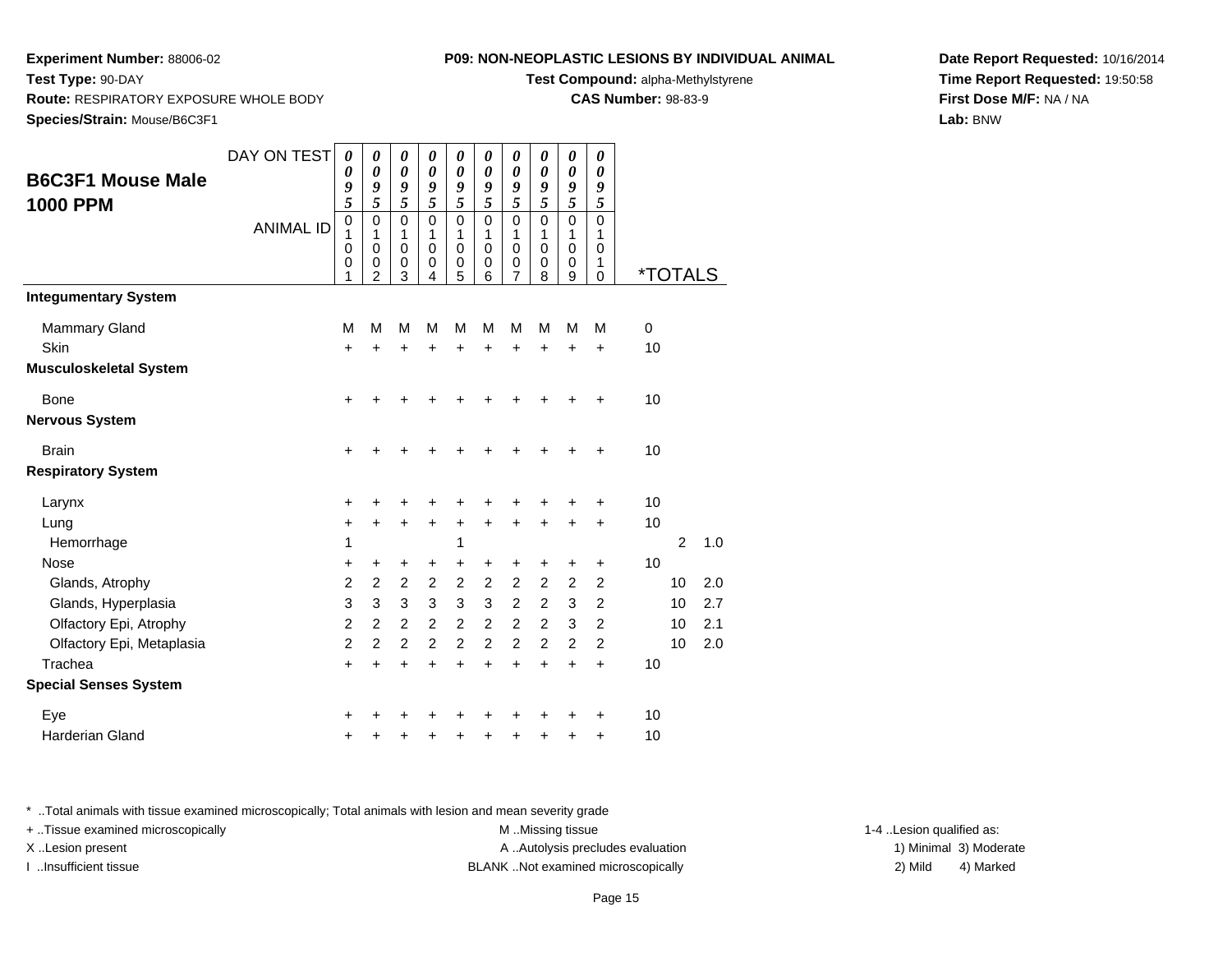**Experiment Number:** 88006-02
**Test Type:** 90-DAY
**Route:** RESPIRATORY EXPOSURE WHOLE BODY
**Species/Strain:** Mouse/B6C3F1

**P09: NON-NEOPLASTIC LESIONS BY INDIVIDUAL ANIMAL**
**Test Compound:** alpha-Methylstyrene
**CAS Number:** 98-83-9

**Date Report Requested:** 10/16/2014
**Time Report Requested:** 19:50:58
**First Dose M/F:** NA / NA
**Lab:** BNW

| B6C3F1 Mouse Male 1000 PPM | | | | | | | | | | | | | |
|---|---|---|---|---|---|---|---|---|---|---|---|---|---|
| DAY ON TEST | 0095 | 0095 | 0095 | 0095 | 0095 | 0095 | 0095 | 0095 | 0095 | 0095 | | | |
| ANIMAL ID | 01001 | 01002 | 01003 | 01004 | 01005 | 01006 | 01007 | 01008 | 01009 | 01010 | *TOTALS | | |
| **Integumentary System** | | | | | | | | | | | | | |
| Mammary Gland | M | M | M | M | M | M | M | M | M | M | 0 | | |
| Skin | + | + | + | + | + | + | + | + | + | + | 10 | | |
| **Musculoskeletal System** | | | | | | | | | | | | | |
| Bone | + | + | + | + | + | + | + | + | + | + | 10 | | |
| **Nervous System** | | | | | | | | | | | | | |
| Brain | + | + | + | + | + | + | + | + | + | + | 10 | | |
| **Respiratory System** | | | | | | | | | | | | | |
| Larynx | + | + | + | + | + | + | + | + | + | + | 10 | | |
| Lung | + | + | + | + | + | + | + | + | + | + | 10 | | |
| Hemorrhage | 1 | | | | 1 | | | | | | | 2 | 1.0 |
| Nose | + | + | + | + | + | + | + | + | + | + | 10 | | |
| Glands, Atrophy | 2 | 2 | 2 | 2 | 2 | 2 | 2 | 2 | 2 | 2 | | 10 | 2.0 |
| Glands, Hyperplasia | 3 | 3 | 3 | 3 | 3 | 3 | 2 | 2 | 3 | 2 | | 10 | 2.7 |
| Olfactory Epi, Atrophy | 2 | 2 | 2 | 2 | 2 | 2 | 2 | 2 | 3 | 2 | | 10 | 2.1 |
| Olfactory Epi, Metaplasia | 2 | 2 | 2 | 2 | 2 | 2 | 2 | 2 | 2 | 2 | | 10 | 2.0 |
| Trachea | + | + | + | + | + | + | + | + | + | + | 10 | | |
| **Special Senses System** | | | | | | | | | | | | | |
| Eye | + | + | + | + | + | + | + | + | + | + | 10 | | |
| Harderian Gland | + | + | + | + | + | + | + | + | + | + | 10 | | |

\* ..Total animals with tissue examined microscopically; Total animals with lesion and mean severity grade
+ ..Tissue examined microscopically
X ..Lesion present
I ..Insufficient tissue

M ..Missing tissue
A ..Autolysis precludes evaluation
BLANK ..Not examined microscopically

1-4 ..Lesion qualified as:
1) Minimal 3) Moderate
2) Mild 4) Marked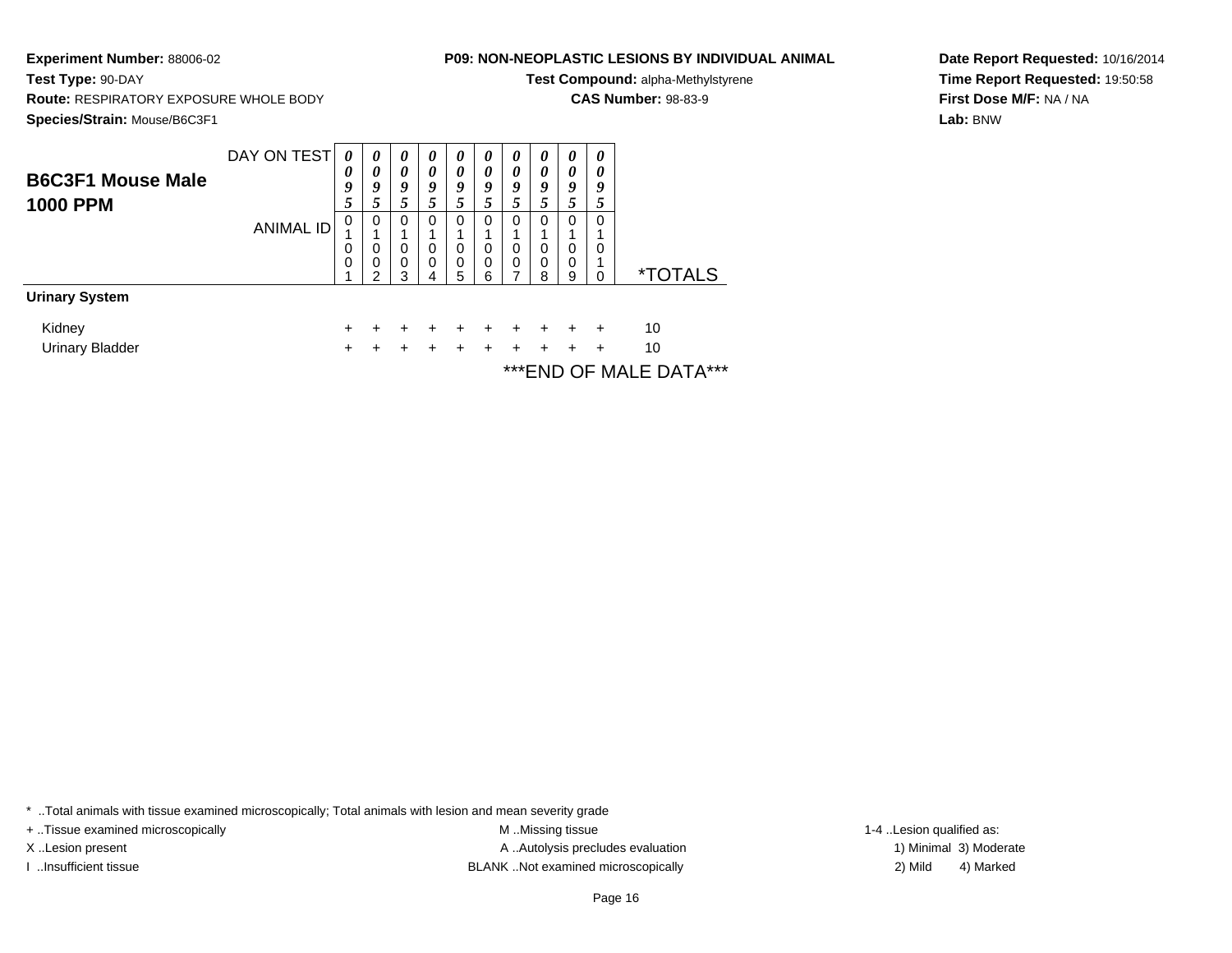**Experiment Number:** 88006-02

**Test Type:** 90-DAY

**Route:** RESPIRATORY EXPOSURE WHOLE BODY

**Species/Strain:** Mouse/B6C3F1

**P09: NON-NEOPLASTIC LESIONS BY INDIVIDUAL ANIMAL**

**Test Compound:** alpha-Methylstyrene

**CAS Number:** 98-83-9

**Date Report Requested:** 10/16/2014

**Time Report Requested:** 19:50:58

**First Dose M/F:** NA / NA

**Lab:** BNW

## B6C3F1 Mouse Male 1000 PPM

| DAY ON TEST | 0095 | 0095 | 0095 | 0095 | 0095 | 0095 | 0095 | 0095 | 0095 | 0095 | |
|---|---|---|---|---|---|---|---|---|---|---|---|
| ANIMAL ID | 01001 | 01002 | 01003 | 01004 | 01005 | 01006 | 01007 | 01008 | 01009 | 01010 | *TOTALS |
| **Urinary System** | | | | | | | | | | | |
| Kidney | + | + | + | + | + | + | + | + | + | + | 10 |
| Urinary Bladder | + | + | + | + | + | + | + | + | + | + | 10 |

***END OF MALE DATA***

* ..Total animals with tissue examined microscopically; Total animals with lesion and mean severity grade

+ ..Tissue examined microscopically

X ..Lesion present

I ..Insufficient tissue

M ..Missing tissue

A ..Autolysis precludes evaluation

BLANK ..Not examined microscopically

1-4 ..Lesion qualified as:

1) Minimal 3) Moderate

2) Mild 4) Marked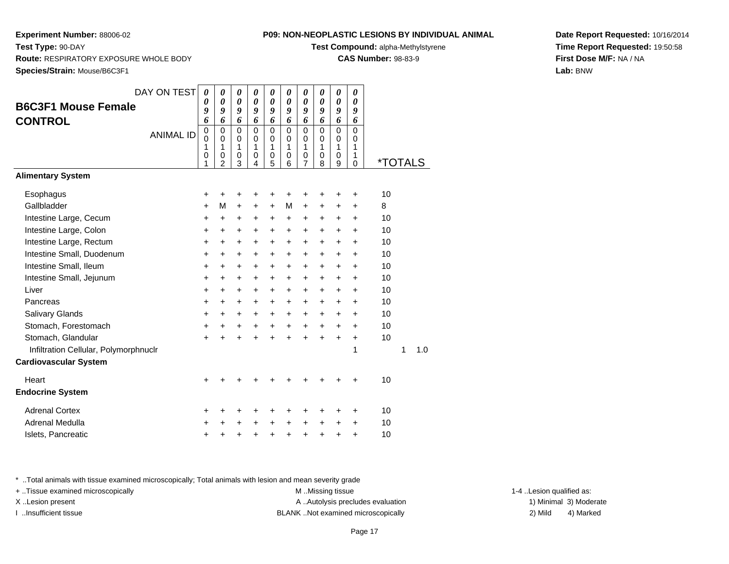**Experiment Number:** 88006-02
**Test Type:** 90-DAY
**Route:** RESPIRATORY EXPOSURE WHOLE BODY
**Species/Strain:** Mouse/B6C3F1

**P09: NON-NEOPLASTIC LESIONS BY INDIVIDUAL ANIMAL**
**Test Compound:** alpha-Methylstyrene
**CAS Number:** 98-83-9

**Date Report Requested:** 10/16/2014
**Time Report Requested:** 19:50:58
**First Dose M/F:** NA / NA
**Lab:** BNW

## B6C3F1 Mouse Female CONTROL

| DAY ON TEST | 0096 | 0096 | 0096 | 0096 | 0096 | 0096 | 0096 | 0096 | 0096 | 0096 | | | |
|---|---|---|---|---|---|---|---|---|---|---|---|---|---|
| ANIMAL ID | 00101 | 00102 | 00103 | 00104 | 00105 | 00106 | 00107 | 00108 | 00109 | 00110 | *TOTALS | | |
| **Alimentary System** | | | | | | | | | | | | | |
| Esophagus | + | + | + | + | + | + | + | + | + | + | 10 | | |
| Gallbladder | + | M | + | + | + | M | + | + | + | + | 8 | | |
| Intestine Large, Cecum | + | + | + | + | + | + | + | + | + | + | 10 | | |
| Intestine Large, Colon | + | + | + | + | + | + | + | + | + | + | 10 | | |
| Intestine Large, Rectum | + | + | + | + | + | + | + | + | + | + | 10 | | |
| Intestine Small, Duodenum | + | + | + | + | + | + | + | + | + | + | 10 | | |
| Intestine Small, Ileum | + | + | + | + | + | + | + | + | + | + | 10 | | |
| Intestine Small, Jejunum | + | + | + | + | + | + | + | + | + | + | 10 | | |
| Liver | + | + | + | + | + | + | + | + | + | + | 10 | | |
| Pancreas | + | + | + | + | + | + | + | + | + | + | 10 | | |
| Salivary Glands | + | + | + | + | + | + | + | + | + | + | 10 | | |
| Stomach, Forestomach | + | + | + | + | + | + | + | + | + | + | 10 | | |
| Stomach, Glandular | + | + | + | + | + | + | + | + | + | + | 10 | | |
| Infiltration Cellular, Polymorphnuclr | | | | | | | | | | 1 | | 1 | 1.0 |
| **Cardiovascular System** | | | | | | | | | | | | | |
| Heart | + | + | + | + | + | + | + | + | + | + | 10 | | |
| **Endocrine System** | | | | | | | | | | | | | |
| Adrenal Cortex | + | + | + | + | + | + | + | + | + | + | 10 | | |
| Adrenal Medulla | + | + | + | + | + | + | + | + | + | + | 10 | | |
| Islets, Pancreatic | + | + | + | + | + | + | + | + | + | + | 10 | | |

* ..Total animals with tissue examined microscopically; Total animals with lesion and mean severity grade
+ ..Tissue examined microscopically
X ..Lesion present
I ..Insufficient tissue
M ..Missing tissue
A ..Autolysis precludes evaluation
BLANK ..Not examined microscopically
1-4 ..Lesion qualified as:
1) Minimal 2) Mild 3) Moderate 4) Marked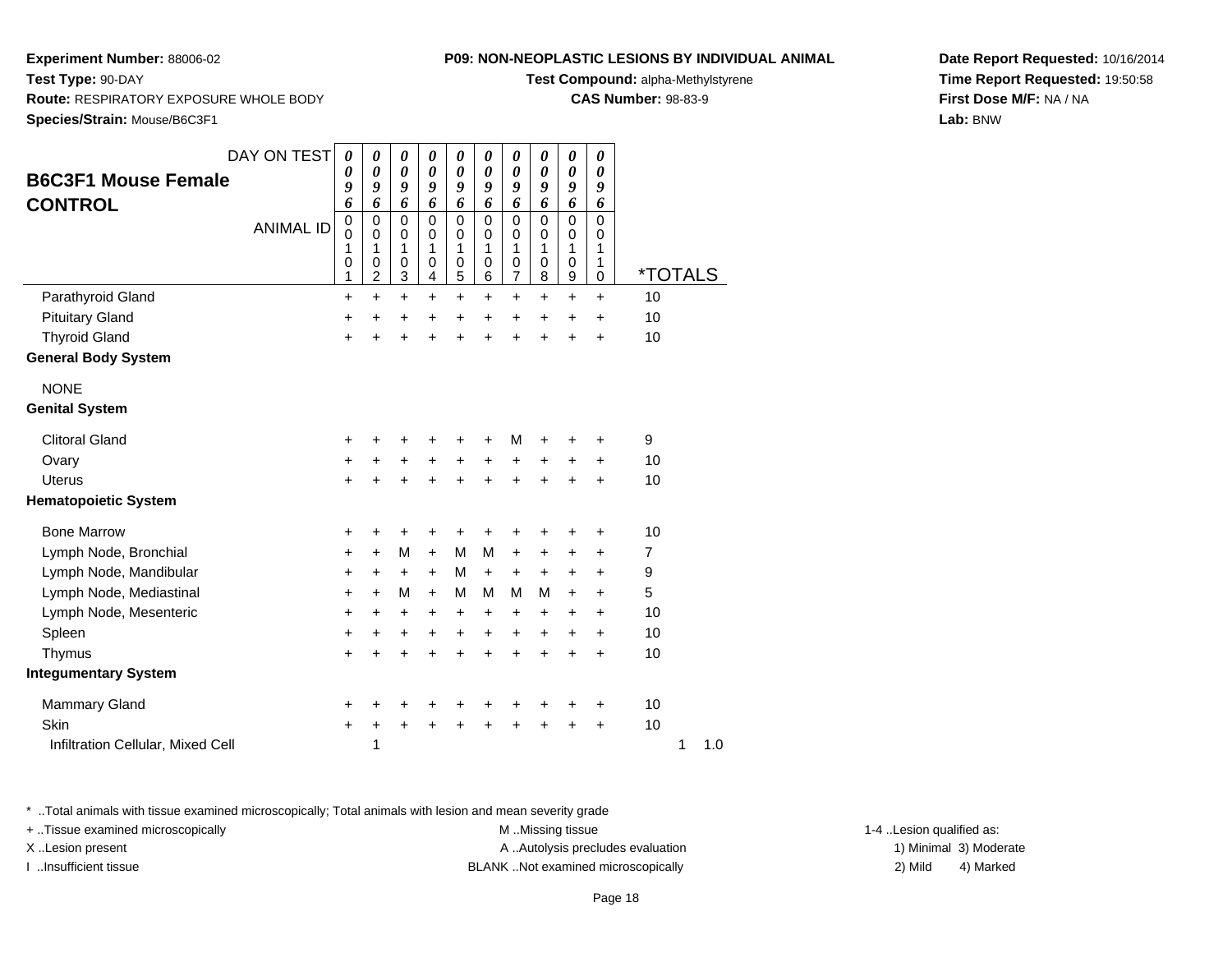**Experiment Number:** 88006-02
**Test Type:** 90-DAY
**Route:** RESPIRATORY EXPOSURE WHOLE BODY
**Species/Strain:** Mouse/B6C3F1

**P09: NON-NEOPLASTIC LESIONS BY INDIVIDUAL ANIMAL**
**Test Compound:** alpha-Methylstyrene
**CAS Number:** 98-83-9

**Date Report Requested:** 10/16/2014
**Time Report Requested:** 19:50:58
**First Dose M/F:** NA / NA
**Lab:** BNW

## B6C3F1 Mouse Female CONTROL

| DAY ON TEST | 0096 | 0096 | 0096 | 0096 | 0096 | 0096 | 0096 | 0096 | 0096 | 0096 | |
|---|---|---|---|---|---|---|---|---|---|---|---|
| ANIMAL ID | 00101 | 00102 | 00103 | 00104 | 00105 | 00106 | 00107 | 00108 | 00109 | 00110 | *TOTALS |
| Parathyroid Gland | + | + | + | + | + | + | + | + | + | + | 10 |
| Pituitary Gland | + | + | + | + | + | + | + | + | + | + | 10 |
| Thyroid Gland | + | + | + | + | + | + | + | + | + | + | 10 |
| **General Body System** | | | | | | | | | | | |
| NONE | | | | | | | | | | | |
| **Genital System** | | | | | | | | | | | |
| Clitoral Gland | + | + | + | + | + | + | M | + | + | + | 9 |
| Ovary | + | + | + | + | + | + | + | + | + | + | 10 |
| Uterus | + | + | + | + | + | + | + | + | + | + | 10 |
| **Hematopoietic System** | | | | | | | | | | | |
| Bone Marrow | + | + | + | + | + | + | + | + | + | + | 10 |
| Lymph Node, Bronchial | + | + | M | + | M | M | + | + | + | + | 7 |
| Lymph Node, Mandibular | + | + | + | + | M | + | + | + | + | + | 9 |
| Lymph Node, Mediastinal | + | + | M | + | M | M | M | M | + | + | 5 |
| Lymph Node, Mesenteric | + | + | + | + | + | + | + | + | + | + | 10 |
| Spleen | + | + | + | + | + | + | + | + | + | + | 10 |
| Thymus | + | + | + | + | + | + | + | + | + | + | 10 |
| **Integumentary System** | | | | | | | | | | | |
| Mammary Gland | + | + | + | + | + | + | + | + | + | + | 10 |
| Skin | + | + | + | + | + | + | + | + | + | + | 10 |
| Infiltration Cellular, Mixed Cell | | 1 | | | | | | | | | 1 1.0 |

\* ..Total animals with tissue examined microscopically; Total animals with lesion and mean severity grade
+ ..Tissue examined microscopically
X ..Lesion present
I ..Insufficient tissue

M ..Missing tissue
A ..Autolysis precludes evaluation
BLANK ..Not examined microscopically

1-4 ..Lesion qualified as:
1) Minimal 3) Moderate
2) Mild 4) Marked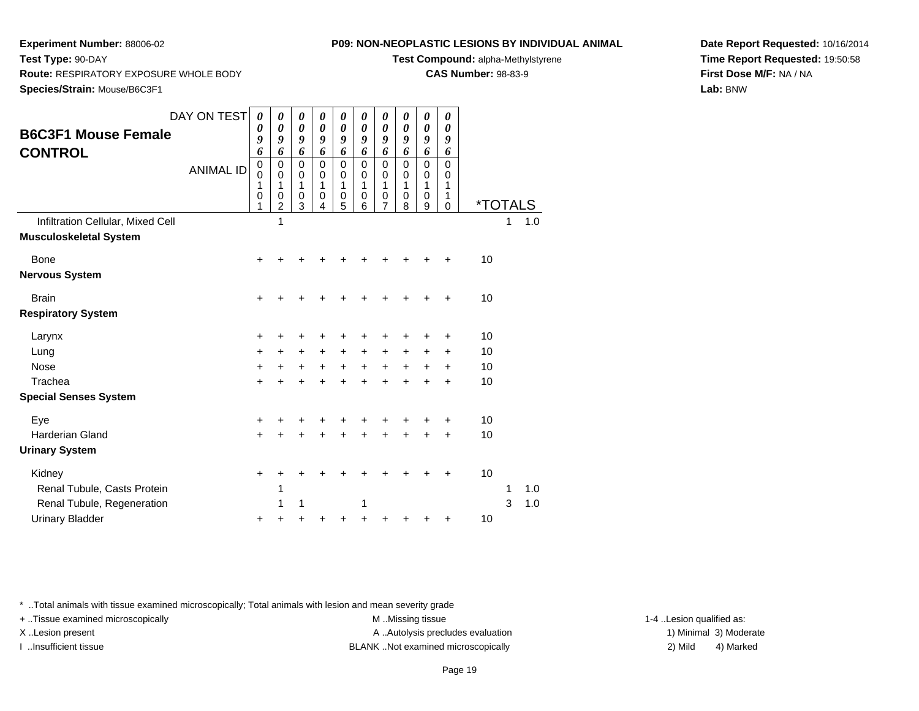**Experiment Number:** 88006-02
**Test Type:** 90-DAY
**Route:** RESPIRATORY EXPOSURE WHOLE BODY
**Species/Strain:** Mouse/B6C3F1

**P09: NON-NEOPLASTIC LESIONS BY INDIVIDUAL ANIMAL**
**Test Compound:** alpha-Methylstyrene
**CAS Number:** 98-83-9

**Date Report Requested:** 10/16/2014
**Time Report Requested:** 19:50:58
**First Dose M/F:** NA / NA
**Lab:** BNW

## B6C3F1 Mouse Female CONTROL

| DAY ON TEST | 0096 | 0096 | 0096 | 0096 | 0096 | 0096 | 0096 | 0096 | 0096 | 0096 | | |
|---|---|---|---|---|---|---|---|---|---|---|---|---|
| ANIMAL ID | 00101 | 00102 | 00103 | 00104 | 00105 | 00106 | 00107 | 00108 | 00109 | 00110 | *TOTALS | |
| Infiltration Cellular, Mixed Cell | | 1 | | | | | | | | | 1 | 1.0 |
| **Musculoskeletal System** | | | | | | | | | | | | |
| Bone | + | + | + | + | + | + | + | + | + | + | 10 | |
| **Nervous System** | | | | | | | | | | | | |
| Brain | + | + | + | + | + | + | + | + | + | + | 10 | |
| **Respiratory System** | | | | | | | | | | | | |
| Larynx | + | + | + | + | + | + | + | + | + | + | 10 | |
| Lung | + | + | + | + | + | + | + | + | + | + | 10 | |
| Nose | + | + | + | + | + | + | + | + | + | + | 10 | |
| Trachea | + | + | + | + | + | + | + | + | + | + | 10 | |
| **Special Senses System** | | | | | | | | | | | | |
| Eye | + | + | + | + | + | + | + | + | + | + | 10 | |
| Harderian Gland | + | + | + | + | + | + | + | + | + | + | 10 | |
| **Urinary System** | | | | | | | | | | | | |
| Kidney | + | + | + | + | + | + | + | + | + | + | 10 | |
| Renal Tubule, Casts Protein | | 1 | | | | | | | | | 1 | 1.0 |
| Renal Tubule, Regeneration | | 1 | 1 | | | 1 | | | | | 3 | 1.0 |
| Urinary Bladder | + | + | + | + | + | + | + | + | + | + | 10 | |

\* ..Total animals with tissue examined microscopically; Total animals with lesion and mean severity grade
+ ..Tissue examined microscopically
X ..Lesion present
I ..Insufficient tissue

M ..Missing tissue
A ..Autolysis precludes evaluation
BLANK ..Not examined microscopically

1-4 ..Lesion qualified as:
1) Minimal 3) Moderate
2) Mild 4) Marked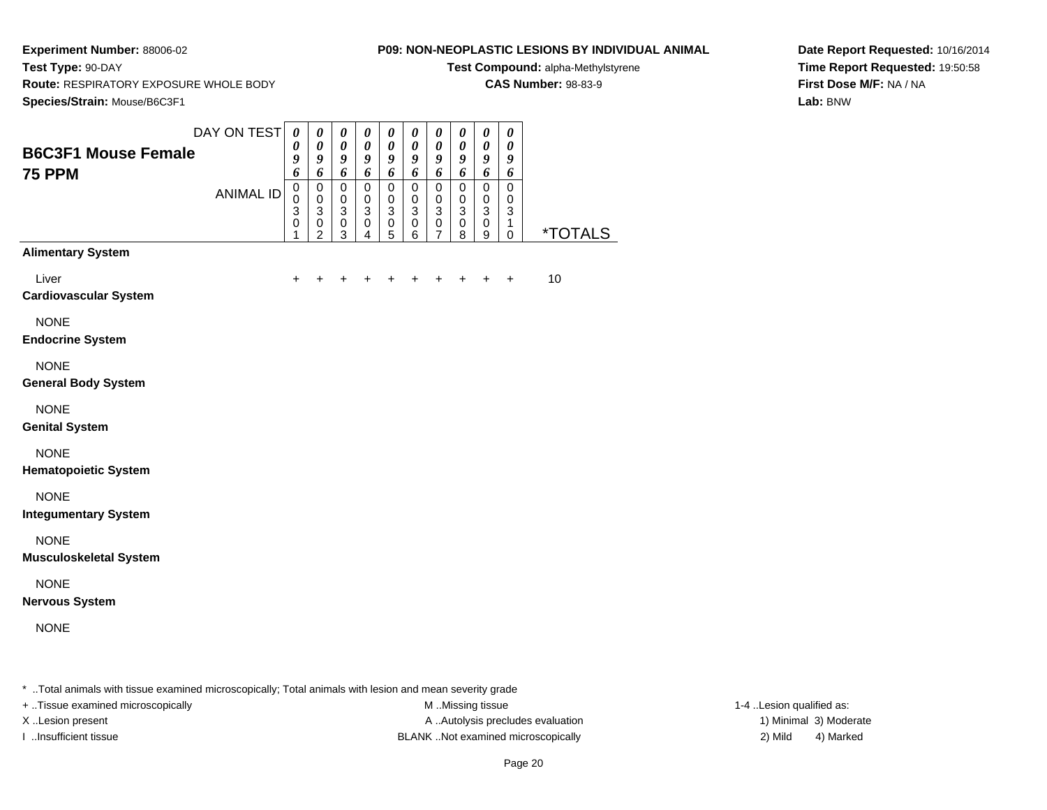**Experiment Number:** 88006-02
**Test Type:** 90-DAY
**Route:** RESPIRATORY EXPOSURE WHOLE BODY
**Species/Strain:** Mouse/B6C3F1

**P09: NON-NEOPLASTIC LESIONS BY INDIVIDUAL ANIMAL**
**Test Compound:** alpha-Methylstyrene
**CAS Number:** 98-83-9

**Date Report Requested:** 10/16/2014
**Time Report Requested:** 19:50:58
**First Dose M/F:** NA / NA
**Lab:** BNW

## B6C3F1 Mouse Female 75 PPM

| DAY ON TEST | 0096 | 0096 | 0096 | 0096 | 0096 | 0096 | 0096 | 0096 | 0096 | 0096 | |
|---|---|---|---|---|---|---|---|---|---|---|---|
| ANIMAL ID | 00301 | 00302 | 00303 | 00304 | 00305 | 00306 | 00307 | 00308 | 00309 | 00310 | *TOTALS |
| **Alimentary System** | | | | | | | | | | | |
| Liver | + | + | + | + | + | + | + | + | + | + | 10 |
| **Cardiovascular System** | | | | | | | | | | | |
| NONE | | | | | | | | | | | |
| **Endocrine System** | | | | | | | | | | | |
| NONE | | | | | | | | | | | |
| **General Body System** | | | | | | | | | | | |
| NONE | | | | | | | | | | | |
| **Genital System** | | | | | | | | | | | |
| NONE | | | | | | | | | | | |
| **Hematopoietic System** | | | | | | | | | | | |
| NONE | | | | | | | | | | | |
| **Integumentary System** | | | | | | | | | | | |
| NONE | | | | | | | | | | | |
| **Musculoskeletal System** | | | | | | | | | | | |
| NONE | | | | | | | | | | | |
| **Nervous System** | | | | | | | | | | | |
| NONE | | | | | | | | | | | |

* ..Total animals with tissue examined microscopically; Total animals with lesion and mean severity grade
+ ..Tissue examined microscopically
X ..Lesion present
I ..Insufficient tissue

M ..Missing tissue
A ..Autolysis precludes evaluation
BLANK ..Not examined microscopically

1-4 ..Lesion qualified as:
1) Minimal 3) Moderate
2) Mild 4) Marked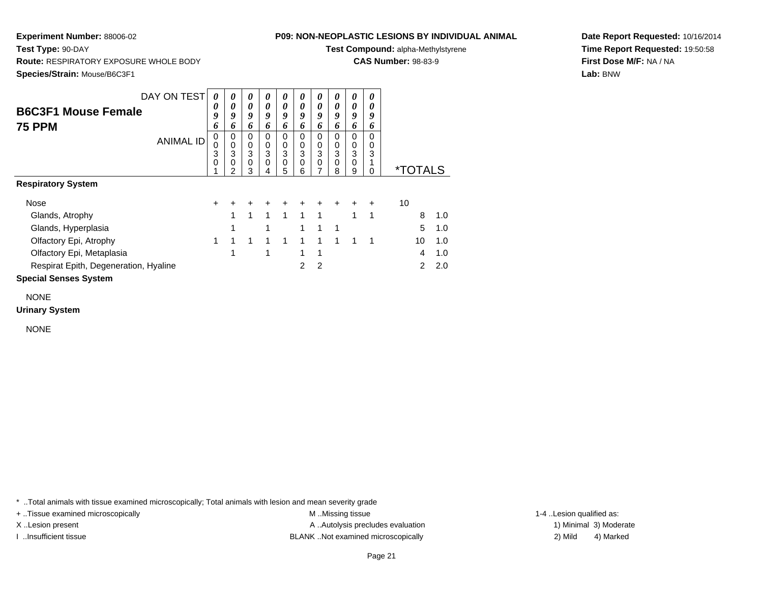**Experiment Number:** 88006-02
**Test Type:** 90-DAY
**Route:** RESPIRATORY EXPOSURE WHOLE BODY
**Species/Strain:** Mouse/B6C3F1

**P09: NON-NEOPLASTIC LESIONS BY INDIVIDUAL ANIMAL**
**Test Compound:** alpha-Methylstyrene
**CAS Number:** 98-83-9

**Date Report Requested:** 10/16/2014
**Time Report Requested:** 19:50:58
**First Dose M/F:** NA / NA
**Lab:** BNW

## B6C3F1 Mouse Female
## 75 PPM

| DAY ON TEST | 0096 | 0096 | 0096 | 0096 | 0096 | 0096 | 0096 | 0096 | 0096 | 0096 | | |
|---|---|---|---|---|---|---|---|---|---|---|---|---|
| **ANIMAL ID** | 00301 | 00302 | 00303 | 00304 | 00305 | 00306 | 00307 | 00308 | 00309 | 00310 | ***TOTALS** | |
| **Respiratory System** | | | | | | | | | | | | |
| Nose | + | + | + | + | + | + | + | + | + | + | 10 | |
| Glands, Atrophy | | 1 | 1 | 1 | 1 | 1 | 1 | | 1 | 1 | 8 | 1.0 |
| Glands, Hyperplasia | | 1 | | 1 | | 1 | 1 | 1 | | | 5 | 1.0 |
| Olfactory Epi, Atrophy | 1 | 1 | 1 | 1 | 1 | 1 | 1 | 1 | 1 | 1 | 10 | 1.0 |
| Olfactory Epi, Metaplasia | | 1 | | 1 | | 1 | 1 | | | | 4 | 1.0 |
| Respirat Epith, Degeneration, Hyaline | | | | | | 2 | 2 | | | | 2 | 2.0 |
| **Special Senses System** | | | | | | | | | | | | |
| NONE | | | | | | | | | | | | |
| **Urinary System** | | | | | | | | | | | | |
| NONE | | | | | | | | | | | | |

* ..Total animals with tissue examined microscopically; Total animals with lesion and mean severity grade
+ ..Tissue examined microscopically
X ..Lesion present
I ..Insufficient tissue

M ..Missing tissue
A ..Autolysis precludes evaluation
BLANK ..Not examined microscopically

1-4 ..Lesion qualified as:
1) Minimal 3) Moderate
2) Mild 4) Marked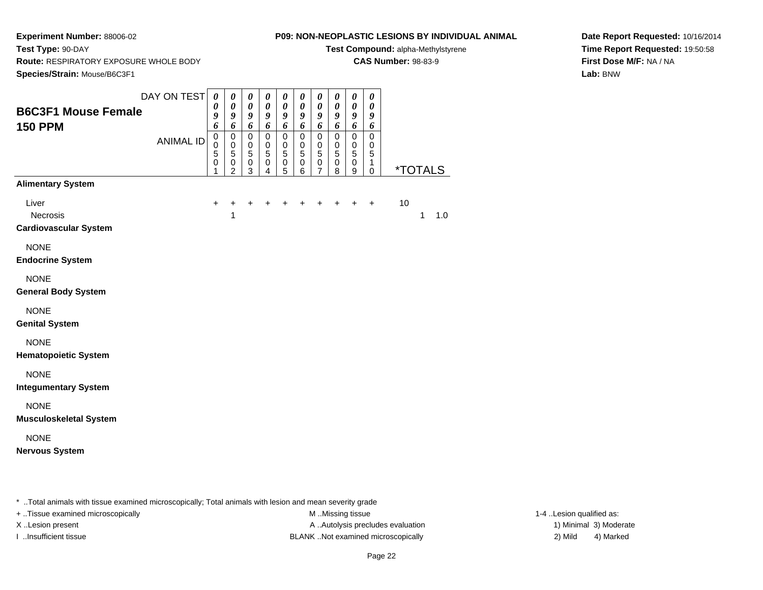**Experiment Number:** 88006-02
**Test Type:** 90-DAY
**Route:** RESPIRATORY EXPOSURE WHOLE BODY
**Species/Strain:** Mouse/B6C3F1

**P09: NON-NEOPLASTIC LESIONS BY INDIVIDUAL ANIMAL**
**Test Compound:** alpha-Methylstyrene
**CAS Number:** 98-83-9

**Date Report Requested:** 10/16/2014
**Time Report Requested:** 19:50:58
**First Dose M/F:** NA / NA
**Lab:** BNW

## B6C3F1 Mouse Female
## 150 PPM

| DAY ON TEST | 0096 | 0096 | 0096 | 0096 | 0096 | 0096 | 0096 | 0096 | 0096 | 0096 | | | |
|---|---|---|---|---|---|---|---|---|---|---|---|---|---|
| ANIMAL ID | 00501 | 00502 | 00503 | 00504 | 00505 | 00506 | 00507 | 00508 | 00509 | 00510 | *TOTALS | | |
| **Alimentary System** | | | | | | | | | | | | | |
| Liver | + | + | + | + | + | + | + | + | + | + | 10 | | |
| Necrosis | | 1 | | | | | | | | | | 1 | 1.0 |
| **Cardiovascular System** | | | | | | | | | | | | | |
| NONE | | | | | | | | | | | | | |
| **Endocrine System** | | | | | | | | | | | | | |
| NONE | | | | | | | | | | | | | |
| **General Body System** | | | | | | | | | | | | | |
| NONE | | | | | | | | | | | | | |
| **Genital System** | | | | | | | | | | | | | |
| NONE | | | | | | | | | | | | | |
| **Hematopoietic System** | | | | | | | | | | | | | |
| NONE | | | | | | | | | | | | | |
| **Integumentary System** | | | | | | | | | | | | | |
| NONE | | | | | | | | | | | | | |
| **Musculoskeletal System** | | | | | | | | | | | | | |
| NONE | | | | | | | | | | | | | |
| **Nervous System** | | | | | | | | | | | | | |

* ..Total animals with tissue examined microscopically; Total animals with lesion and mean severity grade
+ ..Tissue examined microscopically
X ..Lesion present
I ..Insufficient tissue

M ..Missing tissue
A ..Autolysis precludes evaluation
BLANK ..Not examined microscopically

1-4 ..Lesion qualified as:
1) Minimal 3) Moderate
2) Mild 4) Marked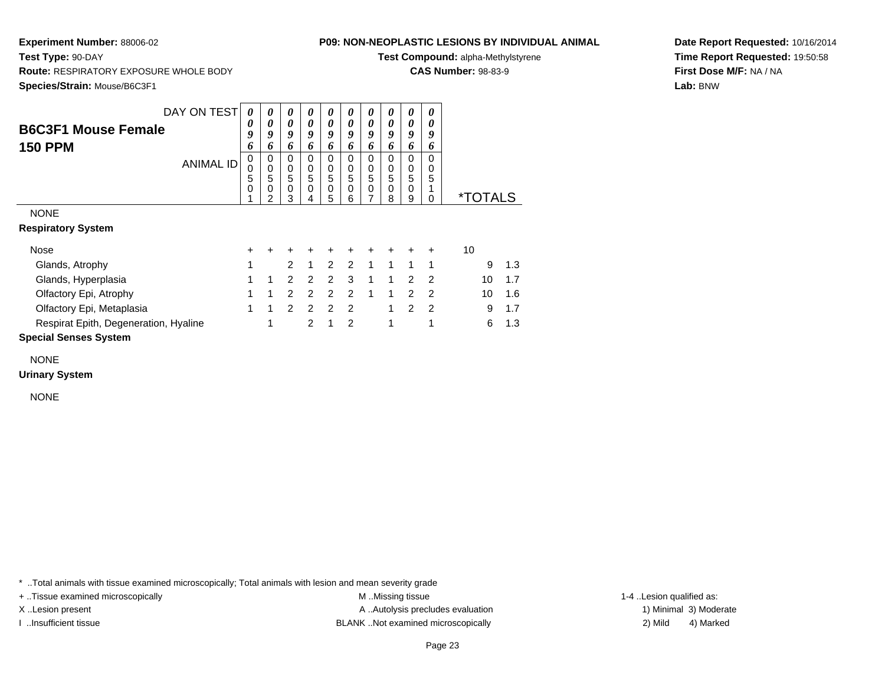**Experiment Number:** 88006-02
**Test Type:** 90-DAY
**Route:** RESPIRATORY EXPOSURE WHOLE BODY
**Species/Strain:** Mouse/B6C3F1

**P09: NON-NEOPLASTIC LESIONS BY INDIVIDUAL ANIMAL**
**Test Compound:** alpha-Methylstyrene
**CAS Number:** 98-83-9

**Date Report Requested:** 10/16/2014
**Time Report Requested:** 19:50:58
**First Dose M/F:** NA / NA
**Lab:** BNW

## B6C3F1 Mouse Female
## 150 PPM

| DAY ON TEST | 0096 | 0096 | 0096 | 0096 | 0096 | 0096 | 0096 | 0096 | 0096 | 0096 | | |
|---|---|---|---|---|---|---|---|---|---|---|---|---|
| ANIMAL ID | 00501 | 00502 | 00503 | 00504 | 00505 | 00506 | 00507 | 00508 | 00509 | 00510 | *TOTALS | |
| NONE | | | | | | | | | | | | |
| **Respiratory System** | | | | | | | | | | | | |
| Nose | + | + | + | + | + | + | + | + | + | + | 10 | |
| Glands, Atrophy | 1 | | 2 | 1 | 2 | 2 | 1 | 1 | 1 | 1 | 9 | 1.3 |
| Glands, Hyperplasia | 1 | 1 | 2 | 2 | 2 | 3 | 1 | 1 | 2 | 2 | 10 | 1.7 |
| Olfactory Epi, Atrophy | 1 | 1 | 2 | 2 | 2 | 2 | 1 | 1 | 2 | 2 | 10 | 1.6 |
| Olfactory Epi, Metaplasia | 1 | 1 | 2 | 2 | 2 | 2 | | 1 | 2 | 2 | 9 | 1.7 |
| Respirat Epith, Degeneration, Hyaline | | 1 | | 2 | 1 | 2 | | 1 | | 1 | 6 | 1.3 |
| **Special Senses System** | | | | | | | | | | | | |
| NONE | | | | | | | | | | | | |
| **Urinary System** | | | | | | | | | | | | |
| NONE | | | | | | | | | | | | |

\* ..Total animals with tissue examined microscopically; Total animals with lesion and mean severity grade

+ ..Tissue examined microscopically
X ..Lesion present
I ..Insufficient tissue

M ..Missing tissue
A ..Autolysis precludes evaluation
BLANK ..Not examined microscopically

1-4 ..Lesion qualified as:
1) Minimal 3) Moderate
2) Mild 4) Marked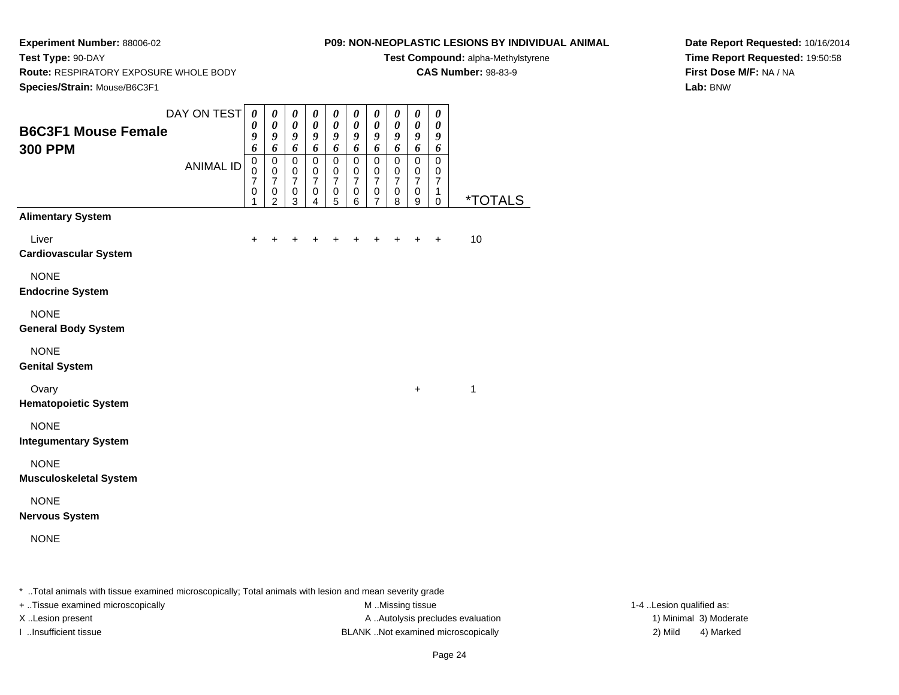**Experiment Number:** 88006-02
**Test Type:** 90-DAY
**Route:** RESPIRATORY EXPOSURE WHOLE BODY
**Species/Strain:** Mouse/B6C3F1

**P09: NON-NEOPLASTIC LESIONS BY INDIVIDUAL ANIMAL**
**Test Compound:** alpha-Methylstyrene
**CAS Number:** 98-83-9

**Date Report Requested:** 10/16/2014
**Time Report Requested:** 19:50:58
**First Dose M/F:** NA / NA
**Lab:** BNW

## B6C3F1 Mouse Female 300 PPM

| DAY ON TEST | 0096 | 0096 | 0096 | 0096 | 0096 | 0096 | 0096 | 0096 | 0096 | 0096 | |
|---|---|---|---|---|---|---|---|---|---|---|---|
| ANIMAL ID | 00701 | 00702 | 00703 | 00704 | 00705 | 00706 | 00707 | 00708 | 00709 | 00710 | *TOTALS |
| **Alimentary System** | | | | | | | | | | | |
| Liver | + | + | + | + | + | + | + | + | + | + | 10 |
| **Cardiovascular System** | | | | | | | | | | | |
| NONE | | | | | | | | | | | |
| **Endocrine System** | | | | | | | | | | | |
| NONE | | | | | | | | | | | |
| **General Body System** | | | | | | | | | | | |
| NONE | | | | | | | | | | | |
| **Genital System** | | | | | | | | | | | |
| Ovary | | | | | | | | | + | | 1 |
| **Hematopoietic System** | | | | | | | | | | | |
| NONE | | | | | | | | | | | |
| **Integumentary System** | | | | | | | | | | | |
| NONE | | | | | | | | | | | |
| **Musculoskeletal System** | | | | | | | | | | | |
| NONE | | | | | | | | | | | |
| **Nervous System** | | | | | | | | | | | |
| NONE | | | | | | | | | | | |

* ..Total animals with tissue examined microscopically; Total animals with lesion and mean severity grade
+ ..Tissue examined microscopically
X ..Lesion present
I ..Insufficient tissue

M ..Missing tissue
A ..Autolysis precludes evaluation
BLANK ..Not examined microscopically

1-4 ..Lesion qualified as:
1) Minimal 3) Moderate
2) Mild 4) Marked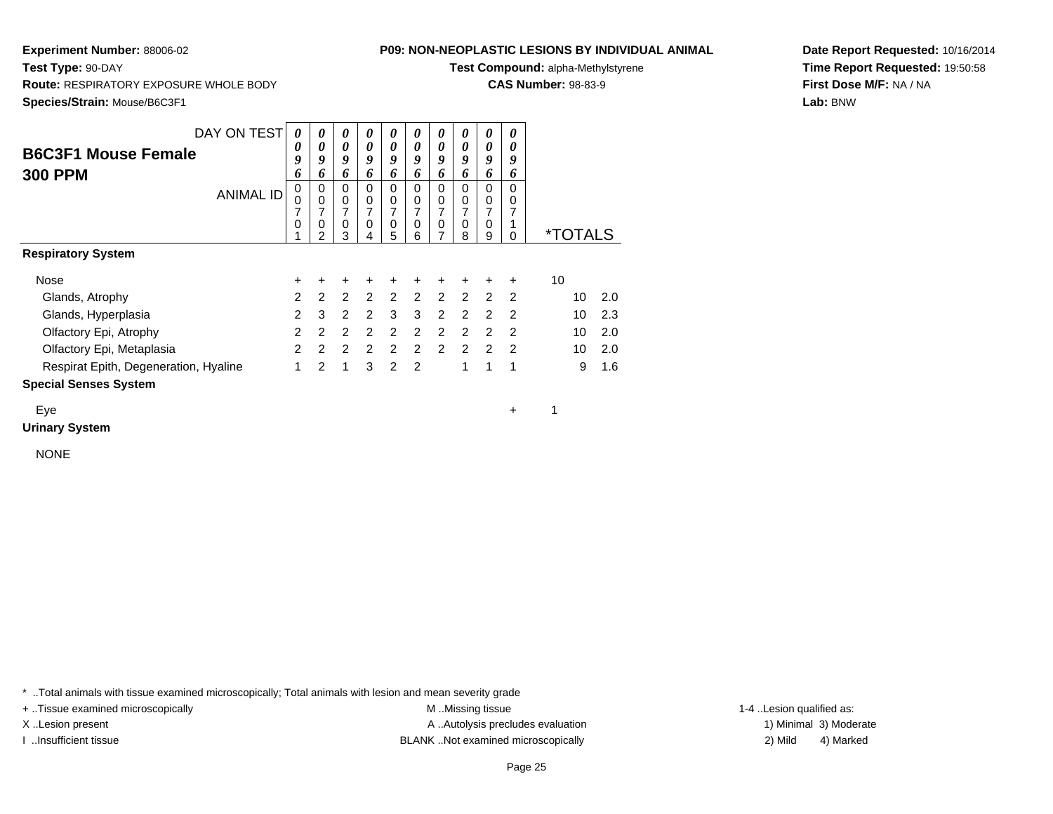**Experiment Number:** 88006-02
**Test Type:** 90-DAY
**Route:** RESPIRATORY EXPOSURE WHOLE BODY
**Species/Strain:** Mouse/B6C3F1

**P09: NON-NEOPLASTIC LESIONS BY INDIVIDUAL ANIMAL**
**Test Compound:** alpha-Methylstyrene
**CAS Number:** 98-83-9

**Date Report Requested:** 10/16/2014
**Time Report Requested:** 19:50:58
**First Dose M/F:** NA / NA
**Lab:** BNW

## B6C3F1 Mouse Female 300 PPM

| DAY ON TEST | 0096 | 0096 | 0096 | 0096 | 0096 | 0096 | 0096 | 0096 | 0096 | 0096 | | |
|---|---|---|---|---|---|---|---|---|---|---|---|---|
| ANIMAL ID | 00701 | 00702 | 00703 | 00704 | 00705 | 00706 | 00707 | 00708 | 00709 | 00710 | *TOTALS | |
| **Respiratory System** | | | | | | | | | | | | |
| Nose | + | + | + | + | + | + | + | + | + | + | 10 | |
| Glands, Atrophy | 2 | 2 | 2 | 2 | 2 | 2 | 2 | 2 | 2 | 2 | 10 | 2.0 |
| Glands, Hyperplasia | 2 | 3 | 2 | 2 | 3 | 3 | 2 | 2 | 2 | 2 | 10 | 2.3 |
| Olfactory Epi, Atrophy | 2 | 2 | 2 | 2 | 2 | 2 | 2 | 2 | 2 | 2 | 10 | 2.0 |
| Olfactory Epi, Metaplasia | 2 | 2 | 2 | 2 | 2 | 2 | 2 | 2 | 2 | 2 | 10 | 2.0 |
| Respirat Epith, Degeneration, Hyaline | 1 | 2 | 1 | 3 | 2 | 2 | | 1 | 1 | 1 | 9 | 1.6 |
| **Special Senses System** | | | | | | | | | | | | |
| Eye | | | | | | | | | | + | 1 | |
| **Urinary System** | | | | | | | | | | | | |
| NONE | | | | | | | | | | | | |

\* ..Total animals with tissue examined microscopically; Total animals with lesion and mean severity grade
+ ..Tissue examined microscopically
X ..Lesion present
I ..Insufficient tissue
M ..Missing tissue
A ..Autolysis precludes evaluation
BLANK ..Not examined microscopically
1-4 ..Lesion qualified as:
1) Minimal 3) Moderate
2) Mild 4) Marked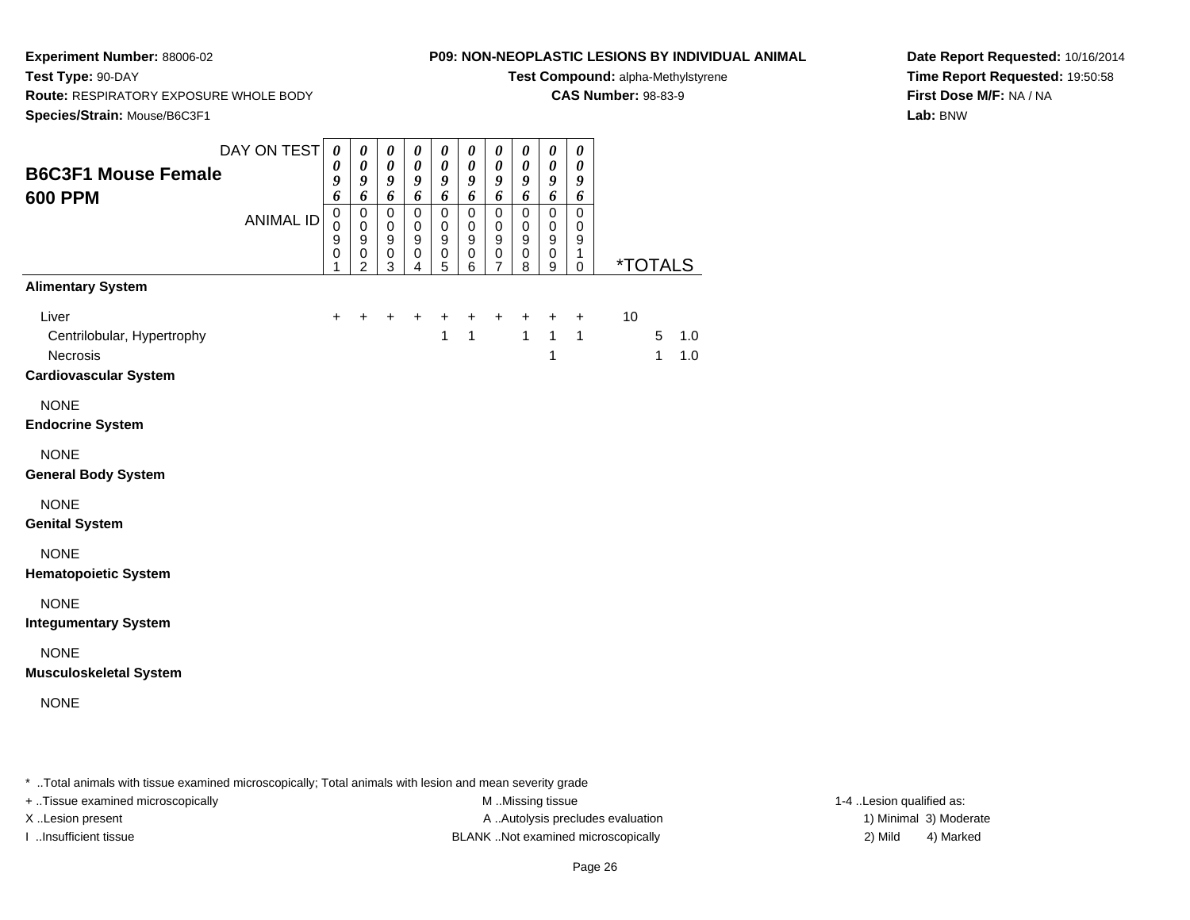**Experiment Number:** 88006-02
**Test Type:** 90-DAY
**Route:** RESPIRATORY EXPOSURE WHOLE BODY
**Species/Strain:** Mouse/B6C3F1

**P09: NON-NEOPLASTIC LESIONS BY INDIVIDUAL ANIMAL**
**Test Compound:** alpha-Methylstyrene
**CAS Number:** 98-83-9

**Date Report Requested:** 10/16/2014
**Time Report Requested:** 19:50:58
**First Dose M/F:** NA / NA
**Lab:** BNW

## B6C3F1 Mouse Female 600 PPM

| DAY ON TEST | 0096 | 0096 | 0096 | 0096 | 0096 | 0096 | 0096 | 0096 | 0096 | 0096 | | | |
|---|---|---|---|---|---|---|---|---|---|---|---|---|---|
| ANIMAL ID | 00901 | 00902 | 00903 | 00904 | 00905 | 00906 | 00907 | 00908 | 00909 | 00910 | *TOTALS | | |
| **Alimentary System** | | | | | | | | | | | | | |
| Liver | + | + | + | + | + | + | + | + | + | + | 10 | | |
| Centrilobular, Hypertrophy | | | | | 1 | 1 | | 1 | 1 | 1 | | 5 | 1.0 |
| Necrosis | | | | | | | | | 1 | | | 1 | 1.0 |
| **Cardiovascular System** | | | | | | | | | | | | | |
| NONE | | | | | | | | | | | | | |
| **Endocrine System** | | | | | | | | | | | | | |
| NONE | | | | | | | | | | | | | |
| **General Body System** | | | | | | | | | | | | | |
| NONE | | | | | | | | | | | | | |
| **Genital System** | | | | | | | | | | | | | |
| NONE | | | | | | | | | | | | | |
| **Hematopoietic System** | | | | | | | | | | | | | |
| NONE | | | | | | | | | | | | | |
| **Integumentary System** | | | | | | | | | | | | | |
| NONE | | | | | | | | | | | | | |
| **Musculoskeletal System** | | | | | | | | | | | | | |
| NONE | | | | | | | | | | | | | |

\* ..Total animals with tissue examined microscopically; Total animals with lesion and mean severity grade

+ ..Tissue examined microscopically
X ..Lesion present
I ..Insufficient tissue

M ..Missing tissue
A ..Autolysis precludes evaluation
BLANK ..Not examined microscopically

1-4 ..Lesion qualified as:
1) Minimal 3) Moderate
2) Mild 4) Marked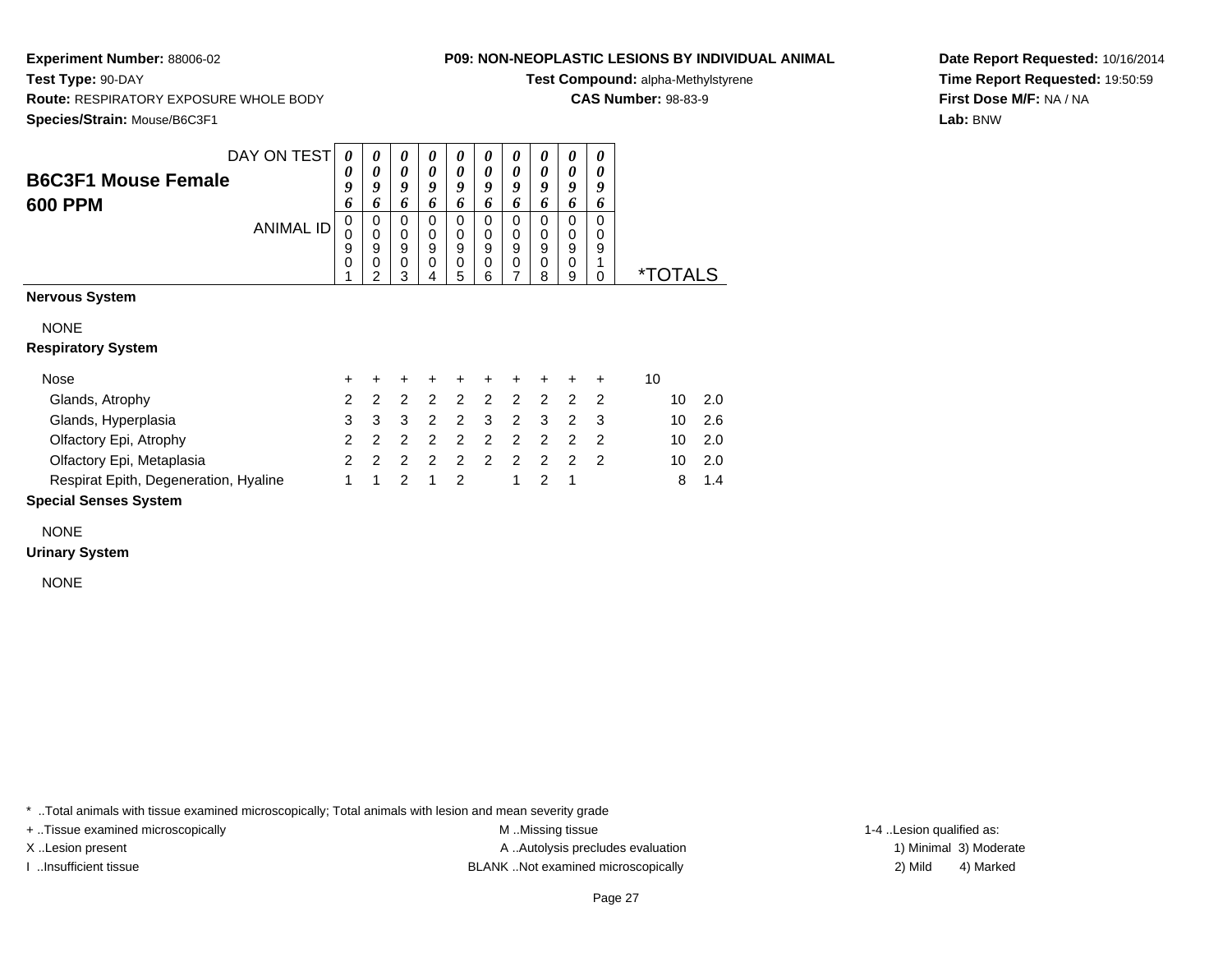**Experiment Number:** 88006-02
**Test Type:** 90-DAY
**Route:** RESPIRATORY EXPOSURE WHOLE BODY
**Species/Strain:** Mouse/B6C3F1

**P09: NON-NEOPLASTIC LESIONS BY INDIVIDUAL ANIMAL**
**Test Compound:** alpha-Methylstyrene
**CAS Number:** 98-83-9

**Date Report Requested:** 10/16/2014
**Time Report Requested:** 19:50:59
**First Dose M/F:** NA / NA
**Lab:** BNW

## B6C3F1 Mouse Female 600 PPM

| DAY ON TEST | 0096 | 0096 | 0096 | 0096 | 0096 | 0096 | 0096 | 0096 | 0096 | 0096 | *TOTALS | |
|---|---|---|---|---|---|---|---|---|---|---|---|---|
| ANIMAL ID | 00901 | 00902 | 00903 | 00904 | 00905 | 00906 | 00907 | 00908 | 00909 | 00910 | | |
| **Nervous System** | | | | | | | | | | | | |
| NONE | | | | | | | | | | | | |
| **Respiratory System** | | | | | | | | | | | | |
| Nose | + | + | + | + | + | + | + | + | + | + | 10 | |
| Glands, Atrophy | 2 | 2 | 2 | 2 | 2 | 2 | 2 | 2 | 2 | 2 | 10 | 2.0 |
| Glands, Hyperplasia | 3 | 3 | 3 | 2 | 2 | 3 | 2 | 3 | 2 | 3 | 10 | 2.6 |
| Olfactory Epi, Atrophy | 2 | 2 | 2 | 2 | 2 | 2 | 2 | 2 | 2 | 2 | 10 | 2.0 |
| Olfactory Epi, Metaplasia | 2 | 2 | 2 | 2 | 2 | 2 | 2 | 2 | 2 | 2 | 10 | 2.0 |
| Respirat Epith, Degeneration, Hyaline | 1 | 1 | 2 | 1 | 2 | | 1 | 2 | 1 | | 8 | 1.4 |
| **Special Senses System** | | | | | | | | | | | | |
| NONE | | | | | | | | | | | | |
| **Urinary System** | | | | | | | | | | | | |
| NONE | | | | | | | | | | | | |

* ..Total animals with tissue examined microscopically; Total animals with lesion and mean severity grade

+ ..Tissue examined microscopically
X ..Lesion present
I ..Insufficient tissue

M ..Missing tissue
A ..Autolysis precludes evaluation
BLANK ..Not examined microscopically

1-4 ..Lesion qualified as:
1) Minimal 3) Moderate
2) Mild 4) Marked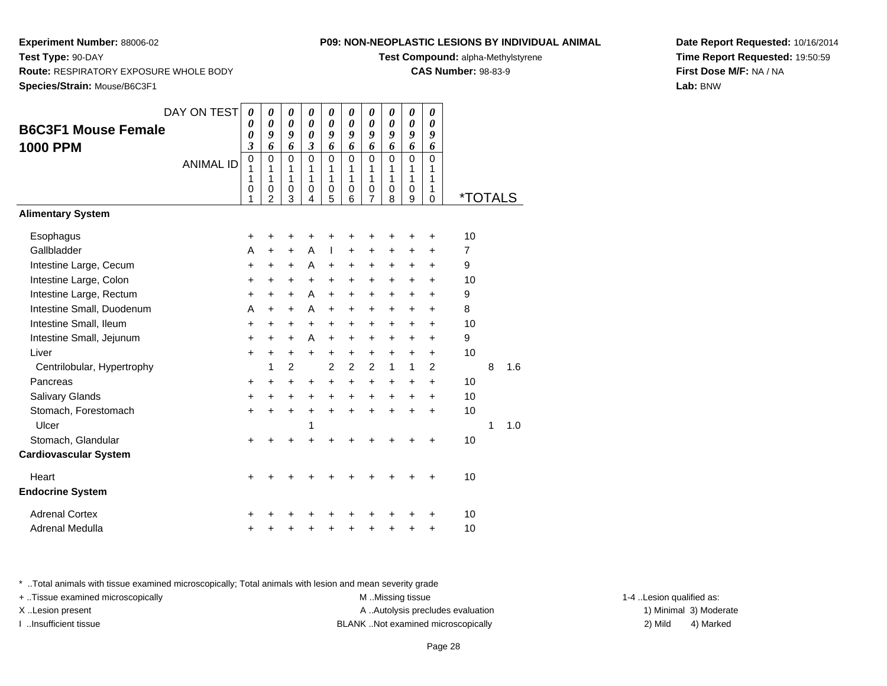**Experiment Number:** 88006-02
**Test Type:** 90-DAY
**Route:** RESPIRATORY EXPOSURE WHOLE BODY
**Species/Strain:** Mouse/B6C3F1

**P09: NON-NEOPLASTIC LESIONS BY INDIVIDUAL ANIMAL**
**Test Compound:** alpha-Methylstyrene
**CAS Number:** 98-83-9

**Date Report Requested:** 10/16/2014
**Time Report Requested:** 19:50:59
**First Dose M/F:** NA / NA
**Lab:** BNW

## B6C3F1 Mouse Female 1000 PPM

| DAY ON TEST | 0003 | 0096 | 0096 | 0003 | 0096 | 0096 | 0096 | 0096 | 0096 | 0096 | | | |
|---|---|---|---|---|---|---|---|---|---|---|---|---|---|
| ANIMAL ID | 01101 | 01102 | 01103 | 01104 | 01105 | 01106 | 01107 | 01108 | 01109 | 01110 | *TOTALS | | |
| **Alimentary System** | | | | | | | | | | | | | |
| Esophagus | + | + | + | + | + | + | + | + | + | + | 10 | | |
| Gallbladder | A | + | + | A | I | + | + | + | + | + | 7 | | |
| Intestine Large, Cecum | + | + | + | A | + | + | + | + | + | + | 9 | | |
| Intestine Large, Colon | + | + | + | + | + | + | + | + | + | + | 10 | | |
| Intestine Large, Rectum | + | + | + | A | + | + | + | + | + | + | 9 | | |
| Intestine Small, Duodenum | A | + | + | A | + | + | + | + | + | + | 8 | | |
| Intestine Small, Ileum | + | + | + | + | + | + | + | + | + | + | 10 | | |
| Intestine Small, Jejunum | + | + | + | A | + | + | + | + | + | + | 9 | | |
| Liver | + | + | + | + | + | + | + | + | + | + | 10 | | |
| Centrilobular, Hypertrophy | | 1 | 2 | | 2 | 2 | 2 | 1 | 1 | 2 | | 8 | 1.6 |
| Pancreas | + | + | + | + | + | + | + | + | + | + | 10 | | |
| Salivary Glands | + | + | + | + | + | + | + | + | + | + | 10 | | |
| Stomach, Forestomach | + | + | + | + | + | + | + | + | + | + | 10 | | |
| Ulcer | | | | 1 | | | | | | | | 1 | 1.0 |
| Stomach, Glandular | + | + | + | + | + | + | + | + | + | + | 10 | | |
| **Cardiovascular System** | | | | | | | | | | | | | |
| Heart | + | + | + | + | + | + | + | + | + | + | 10 | | |
| **Endocrine System** | | | | | | | | | | | | | |
| Adrenal Cortex | + | + | + | + | + | + | + | + | + | + | 10 | | |
| Adrenal Medulla | + | + | + | + | + | + | + | + | + | + | 10 | | |

* ..Total animals with tissue examined microscopically; Total animals with lesion and mean severity grade
+ ..Tissue examined microscopically
X ..Lesion present
I ..Insufficient tissue
M ..Missing tissue
A ..Autolysis precludes evaluation
BLANK ..Not examined microscopically
1-4 ..Lesion qualified as:
1) Minimal 2) Mild 3) Moderate 4) Marked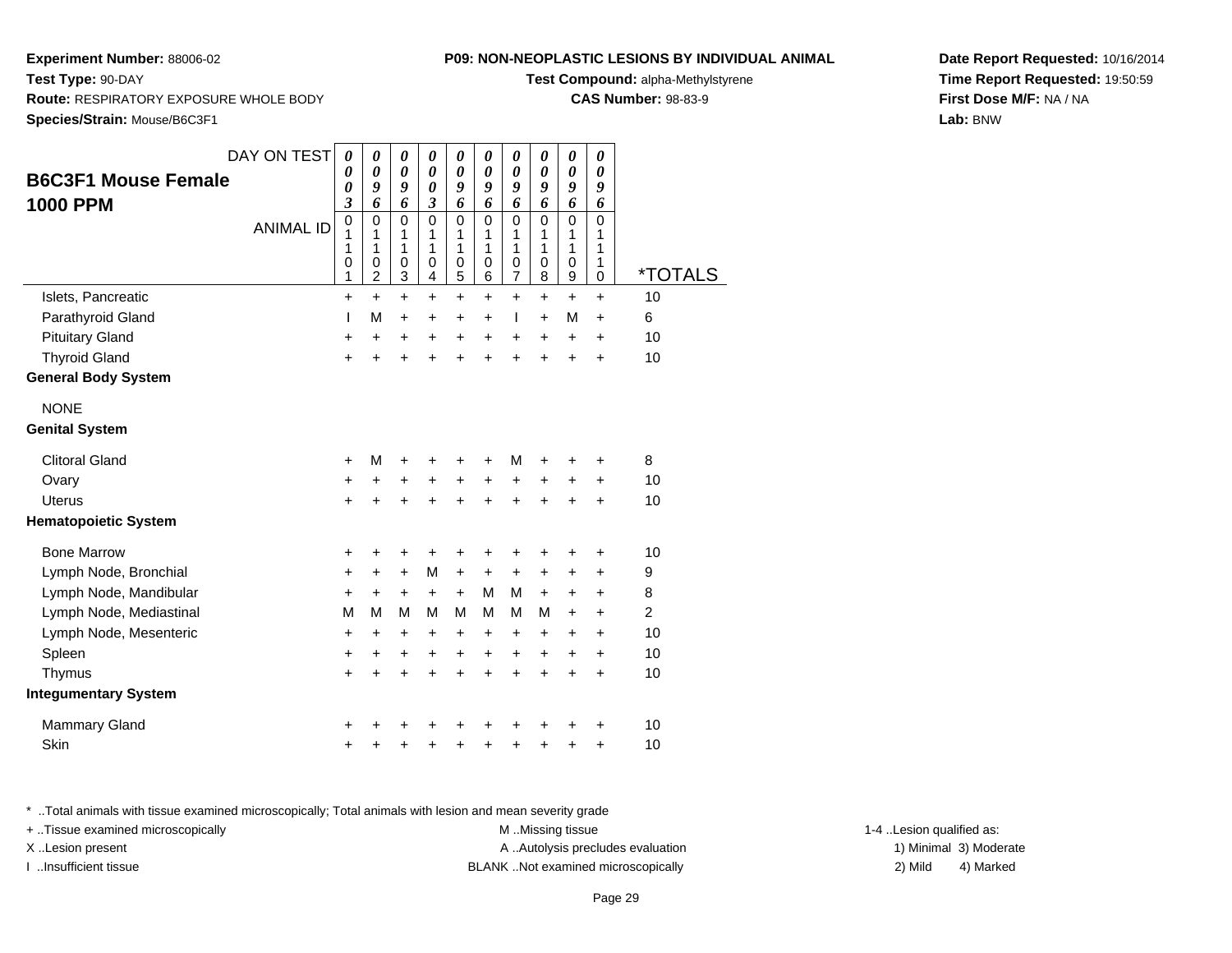**Experiment Number:** 88006-02
**Test Type:** 90-DAY
**Route:** RESPIRATORY EXPOSURE WHOLE BODY
**Species/Strain:** Mouse/B6C3F1

**P09: NON-NEOPLASTIC LESIONS BY INDIVIDUAL ANIMAL**
**Test Compound:** alpha-Methylstyrene
**CAS Number:** 98-83-9

**Date Report Requested:** 10/16/2014
**Time Report Requested:** 19:50:59
**First Dose M/F:** NA / NA
**Lab:** BNW

## B6C3F1 Mouse Female 1000 PPM

| DAY ON TEST | 0003 | 0096 | 0096 | 0003 | 0096 | 0096 | 0096 | 0096 | 0096 | 0096 | |
|---|---|---|---|---|---|---|---|---|---|---|---|
| ANIMAL ID | 01101 | 01102 | 01103 | 01104 | 01105 | 01106 | 01107 | 01108 | 01109 | 01110 | *TOTALS |
| Islets, Pancreatic | + | + | + | + | + | + | + | + | + | + | 10 |
| Parathyroid Gland | I | M | + | + | + | + | I | + | M | + | 6 |
| Pituitary Gland | + | + | + | + | + | + | + | + | + | + | 10 |
| Thyroid Gland | + | + | + | + | + | + | + | + | + | + | 10 |
| **General Body System** | | | | | | | | | | | |
| NONE | | | | | | | | | | | |
| **Genital System** | | | | | | | | | | | |
| Clitoral Gland | + | M | + | + | + | + | M | + | + | + | 8 |
| Ovary | + | + | + | + | + | + | + | + | + | + | 10 |
| Uterus | + | + | + | + | + | + | + | + | + | + | 10 |
| **Hematopoietic System** | | | | | | | | | | | |
| Bone Marrow | + | + | + | + | + | + | + | + | + | + | 10 |
| Lymph Node, Bronchial | + | + | + | M | + | + | + | + | + | + | 9 |
| Lymph Node, Mandibular | + | + | + | + | + | M | M | + | + | + | 8 |
| Lymph Node, Mediastinal | M | M | M | M | M | M | M | M | + | + | 2 |
| Lymph Node, Mesenteric | + | + | + | + | + | + | + | + | + | + | 10 |
| Spleen | + | + | + | + | + | + | + | + | + | + | 10 |
| Thymus | + | + | + | + | + | + | + | + | + | + | 10 |
| **Integumentary System** | | | | | | | | | | | |
| Mammary Gland | + | + | + | + | + | + | + | + | + | + | 10 |
| Skin | + | + | + | + | + | + | + | + | + | + | 10 |

* ..Total animals with tissue examined microscopically; Total animals with lesion and mean severity grade
+ ..Tissue examined microscopically
X ..Lesion present
I ..Insufficient tissue
M ..Missing tissue
A ..Autolysis precludes evaluation
BLANK ..Not examined microscopically
1-4 ..Lesion qualified as:
1) Minimal 2) Mild 3) Moderate 4) Marked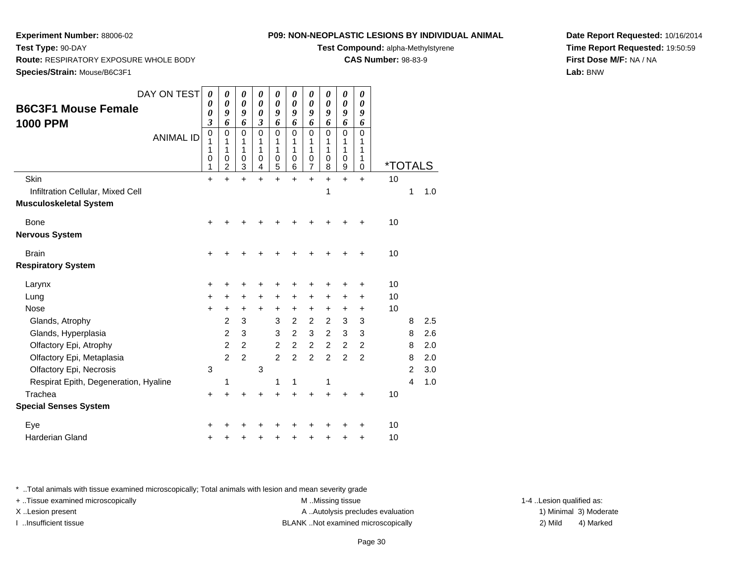**Experiment Number:** 88006-02
**Test Type:** 90-DAY
**Route:** RESPIRATORY EXPOSURE WHOLE BODY
**Species/Strain:** Mouse/B6C3F1

**P09: NON-NEOPLASTIC LESIONS BY INDIVIDUAL ANIMAL**
**Test Compound:** alpha-Methylstyrene
**CAS Number:** 98-83-9

**Date Report Requested:** 10/16/2014
**Time Report Requested:** 19:50:59
**First Dose M/F:** NA / NA
**Lab:** BNW

## B6C3F1 Mouse Female 1000 PPM

| DAY ON TEST | 0003 | 0096 | 0096 | 0003 | 0096 | 0096 | 0096 | 0096 | 0096 | 0096 | | | |
|---|---|---|---|---|---|---|---|---|---|---|---|---|---|
| ANIMAL ID | 01101 | 01102 | 01103 | 01104 | 01105 | 01106 | 01107 | 01108 | 01109 | 01110 | *TOTALS | | |
| Skin | + | + | + | + | + | + | + | + | + | + | 10 | | |
| Infiltration Cellular, Mixed Cell | | | | | | | | 1 | | | | 1 | 1.0 |
| **Musculoskeletal System** | | | | | | | | | | | | | |
| Bone | + | + | + | + | + | + | + | + | + | + | 10 | | |
| **Nervous System** | | | | | | | | | | | | | |
| Brain | + | + | + | + | + | + | + | + | + | + | 10 | | |
| **Respiratory System** | | | | | | | | | | | | | |
| Larynx | + | + | + | + | + | + | + | + | + | + | 10 | | |
| Lung | + | + | + | + | + | + | + | + | + | + | 10 | | |
| Nose | + | + | + | + | + | + | + | + | + | + | 10 | | |
| Glands, Atrophy | | 2 | 3 | | 3 | 2 | 2 | 2 | 3 | 3 | | 8 | 2.5 |
| Glands, Hyperplasia | | 2 | 3 | | 3 | 2 | 3 | 2 | 3 | 3 | | 8 | 2.6 |
| Olfactory Epi, Atrophy | | 2 | 2 | | 2 | 2 | 2 | 2 | 2 | 2 | | 8 | 2.0 |
| Olfactory Epi, Metaplasia | | 2 | 2 | | 2 | 2 | 2 | 2 | 2 | 2 | | 8 | 2.0 |
| Olfactory Epi, Necrosis | 3 | | | 3 | | | | | | | | 2 | 3.0 |
| Respirat Epith, Degeneration, Hyaline | | 1 | | | 1 | 1 | | 1 | | | | 4 | 1.0 |
| Trachea | + | + | + | + | + | + | + | + | + | + | 10 | | |
| **Special Senses System** | | | | | | | | | | | | | |
| Eye | + | + | + | + | + | + | + | + | + | + | 10 | | |
| Harderian Gland | + | + | + | + | + | + | + | + | + | + | 10 | | |

* ..Total animals with tissue examined microscopically; Total animals with lesion and mean severity grade
+ ..Tissue examined microscopically
X ..Lesion present
I ..Insufficient tissue
M ..Missing tissue
A ..Autolysis precludes evaluation
BLANK ..Not examined microscopically
1-4 ..Lesion qualified as:
1) Minimal 3) Moderate
2) Mild 4) Marked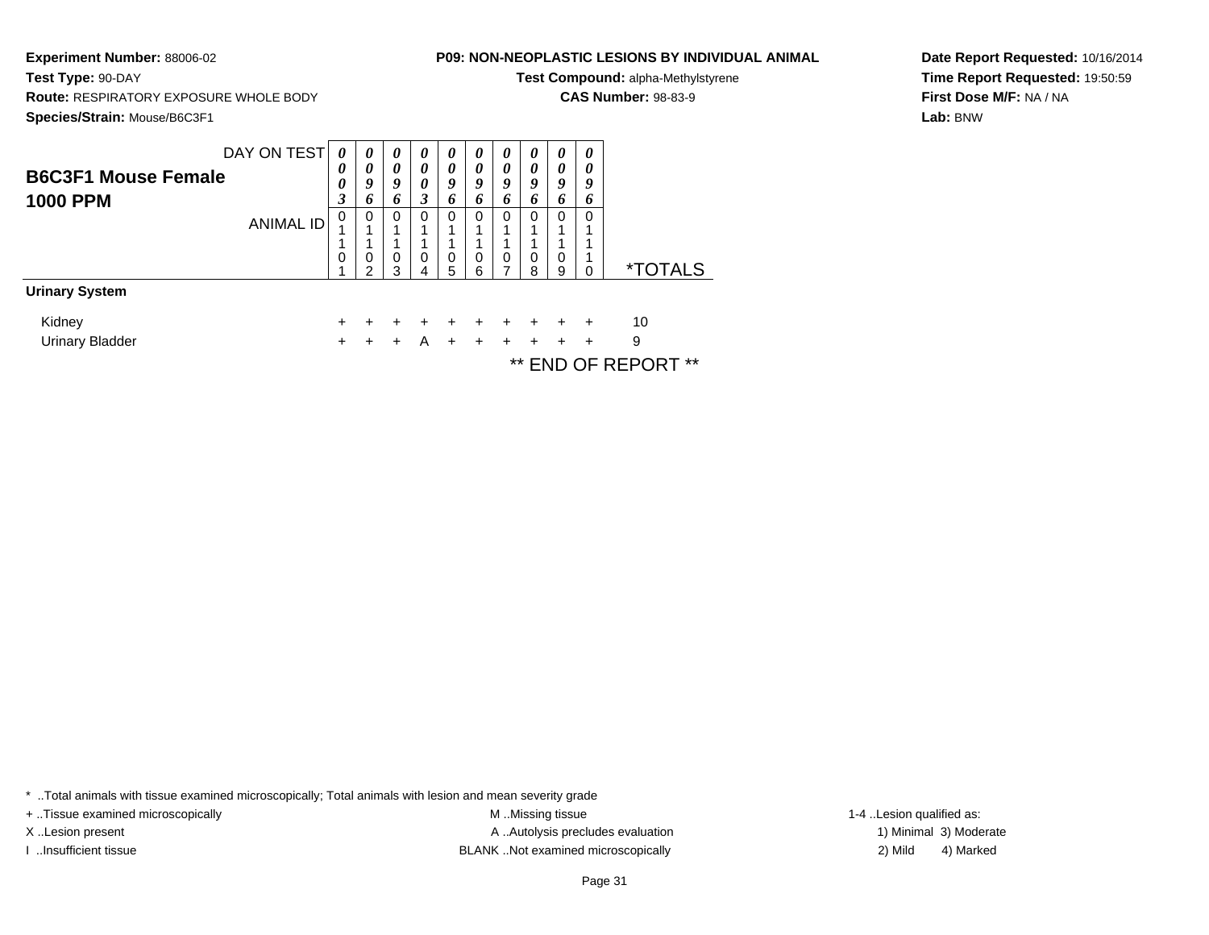**Experiment Number:** 88006-02
**Test Type:** 90-DAY
**Route:** RESPIRATORY EXPOSURE WHOLE BODY
**Species/Strain:** Mouse/B6C3F1

**P09: NON-NEOPLASTIC LESIONS BY INDIVIDUAL ANIMAL**
**Test Compound:** alpha-Methylstyrene
**CAS Number:** 98-83-9

**Date Report Requested:** 10/16/2014
**Time Report Requested:** 19:50:59
**First Dose M/F:** NA / NA
**Lab:** BNW

## B6C3F1 Mouse Female 1000 PPM

| DAY ON TEST | 0003 | 0096 | 0096 | 0003 | 0096 | 0096 | 0096 | 0096 | 0096 | 0096 | |
|---|---|---|---|---|---|---|---|---|---|---|---|
| ANIMAL ID | 01101 | 01102 | 01103 | 01104 | 01105 | 01106 | 01107 | 01108 | 01109 | 01110 | *TOTALS |
| **Urinary System** | | | | | | | | | | | |
| Kidney | + | + | + | + | + | + | + | + | + | + | 10 |
| Urinary Bladder | + | + | + | A | + | + | + | + | + | + | 9 |

** END OF REPORT **

* ..Total animals with tissue examined microscopically; Total animals with lesion and mean severity grade
+ ..Tissue examined microscopically
X ..Lesion present
I ..Insufficient tissue
M ..Missing tissue
A ..Autolysis precludes evaluation
BLANK ..Not examined microscopically
1-4 ..Lesion qualified as:
1) Minimal 3) Moderate
2) Mild 4) Marked